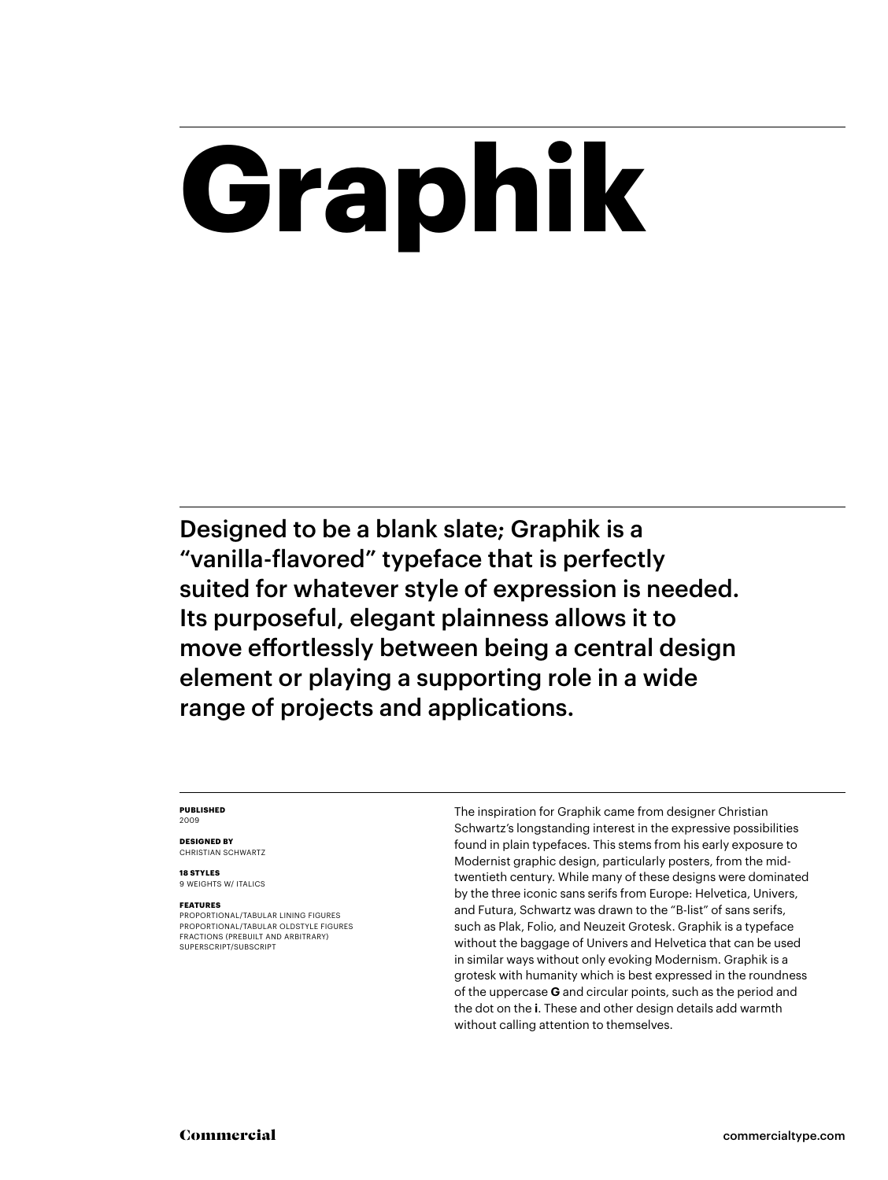# Graphik

Designed to be a blank slate; Graphik is a "vanilla-flavored" typeface that is perfectly suited for whatever style of expression is needed. Its purposeful, elegant plainness allows it to move effortlessly between being a central design element or playing a supporting role in a wide range of projects and applications.

**PUBLISHED**
2009

**DESIGNED BY**
CHRISTIAN SCHWARTZ

**18 STYLES**
9 WEIGHTS W/ ITALICS

**FEATURES**
PROPORTIONAL/TABULAR LINING FIGURES
PROPORTIONAL/TABULAR OLDSTYLE FIGURES
FRACTIONS (PREBUILT AND ARBITRARY)
SUPERSCRIPT/SUBSCRIPT

The inspiration for Graphik came from designer Christian Schwartz's longstanding interest in the expressive possibilities found in plain typefaces. This stems from his early exposure to Modernist graphic design, particularly posters, from the mid-twentieth century. While many of these designs were dominated by the three iconic sans serifs from Europe: Helvetica, Univers, and Futura, Schwartz was drawn to the "B-list" of sans serifs, such as Plak, Folio, and Neuzeit Grotesk. Graphik is a typeface without the baggage of Univers and Helvetica that can be used in similar ways without only evoking Modernism. Graphik is a grotesk with humanity which is best expressed in the roundness of the uppercase **G** and circular points, such as the period and the dot on the **i**. These and other design details add warmth without calling attention to themselves.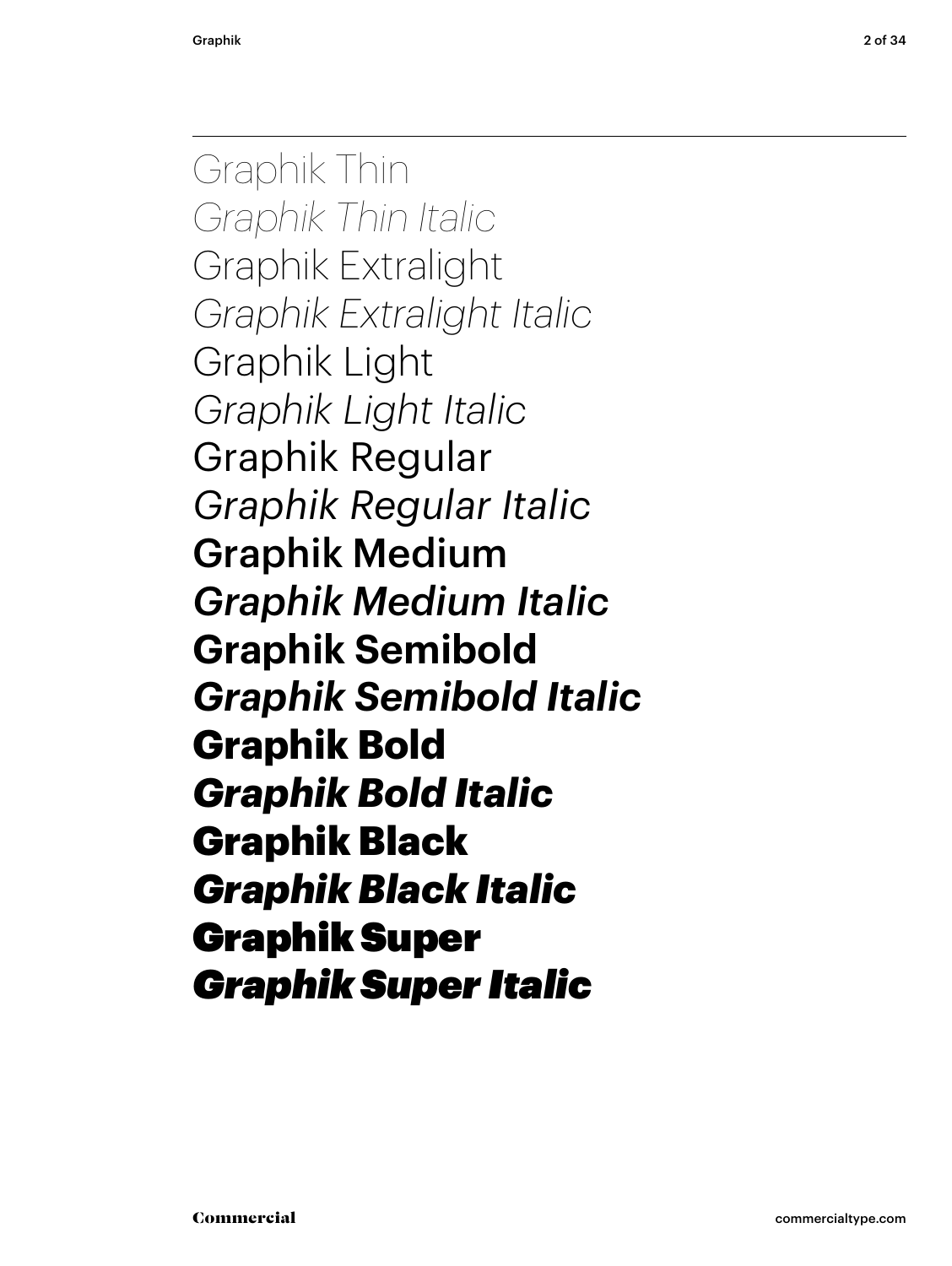Graphik Thin

*Graphik Thin Italic*

Graphik Extralight

*Graphik Extralight Italic*

Graphik Light

*Graphik Light Italic*

Graphik Regular

*Graphik Regular Italic*

**Graphik Medium**

***Graphik Medium Italic***

**Graphik Semibold**

***Graphik Semibold Italic***

**Graphik Bold**

***Graphik Bold Italic***

**Graphik Black**

***Graphik Black Italic***

**Graphik Super**

***Graphik Super Italic***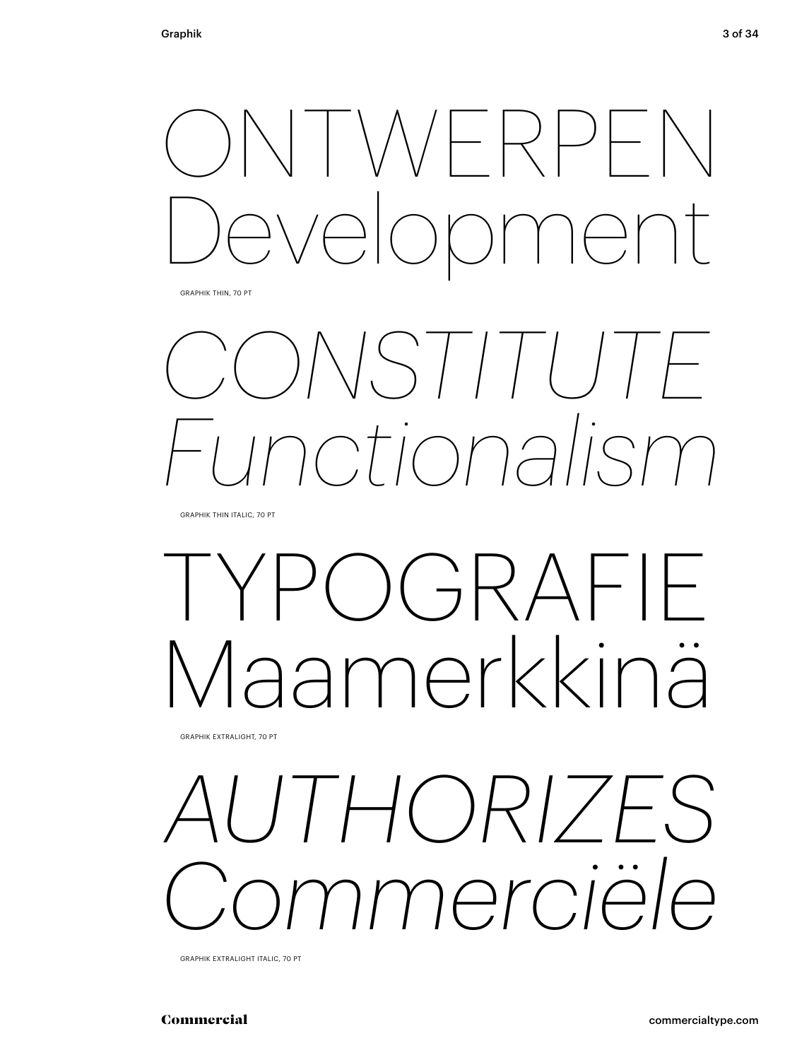ONTWERPEN
Development

GRAPHIK THIN, 70 PT

*CONSTITUTE*
*Functionalism*

GRAPHIK THIN ITALIC, 70 PT

TYPOGRAFIE
Maamerkkinä

GRAPHIK EXTRALIGHT, 70 PT

*AUTHORIZES*
*Commerciële*

GRAPHIK EXTRALIGHT ITALIC, 70 PT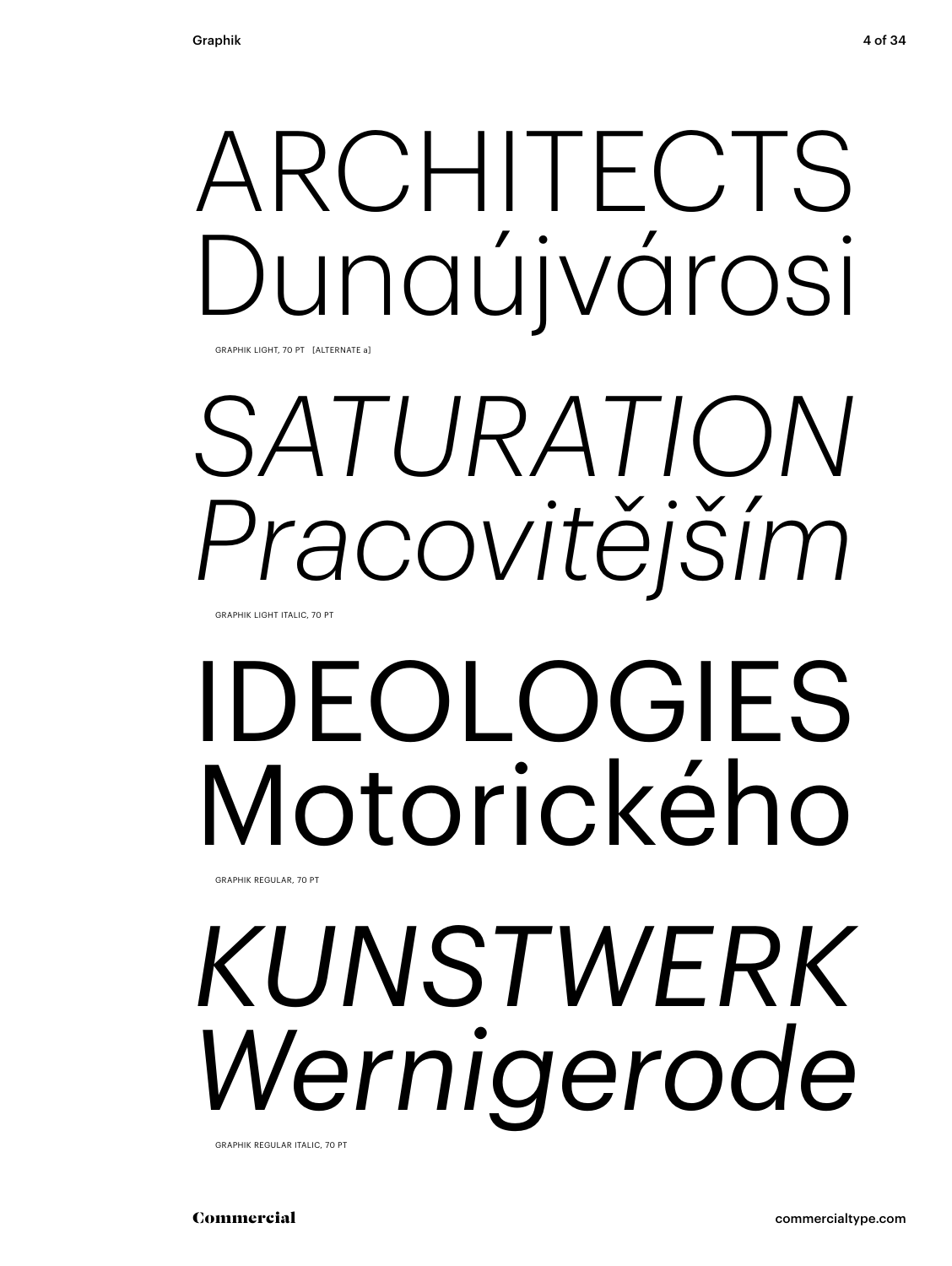ARCHITECTS
Dunaújvárosi

GRAPHIK LIGHT, 70 PT [ALTERNATE a]

*SATURATION*
*Pracovitějším*

GRAPHIK LIGHT ITALIC, 70 PT

IDEOLOGIES
Motorického

GRAPHIK REGULAR, 70 PT

*KUNSTWERK*
*Wernigerode*

GRAPHIK REGULAR ITALIC, 70 PT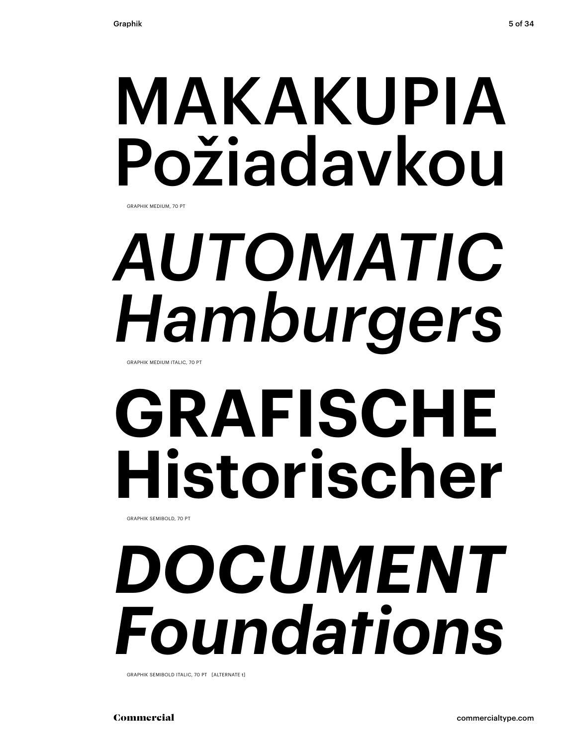MAKAKUPIA
Požiadavkou

GRAPHIK MEDIUM, 70 PT

*AUTOMATIC*
*Hamburgers*

GRAPHIK MEDIUM ITALIC, 70 PT

**GRAFISCHE**
**Historischer**

GRAPHIK SEMIBOLD, 70 PT

***DOCUMENT***
***Foundations***

GRAPHIK SEMIBOLD ITALIC, 70 PT [ALTERNATE t]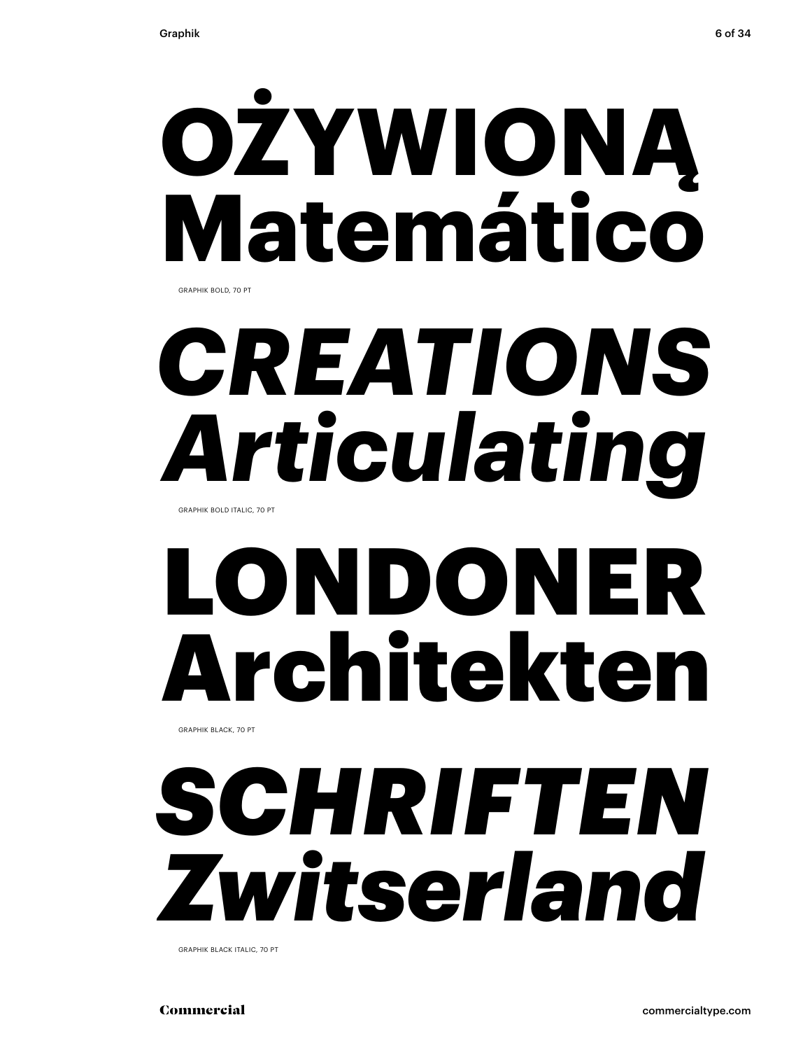**OŻYWIONĄ**
**Matemático**

GRAPHIK BOLD, 70 PT

***CREATIONS***
***Articulating***

GRAPHIK BOLD ITALIC, 70 PT

**LONDONER**
**Architekten**

GRAPHIK BLACK, 70 PT

***SCHRIFTEN***
***Zwitserland***

GRAPHIK BLACK ITALIC, 70 PT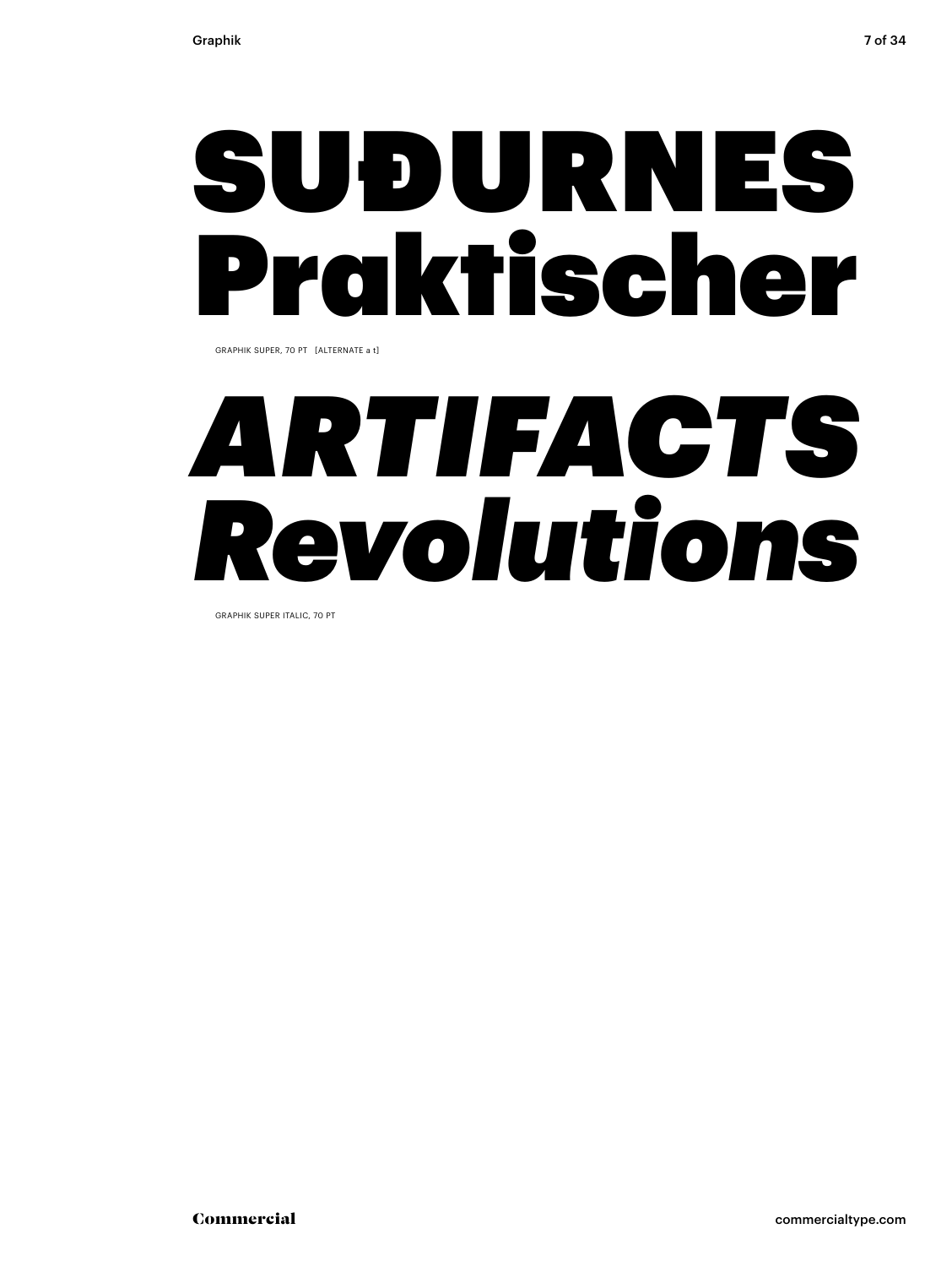# SUÐURNES Praktischer

GRAPHIK SUPER, 70 PT [ALTERNATE a t]

# *ARTIFACTS Revolutions*

GRAPHIK SUPER ITALIC, 70 PT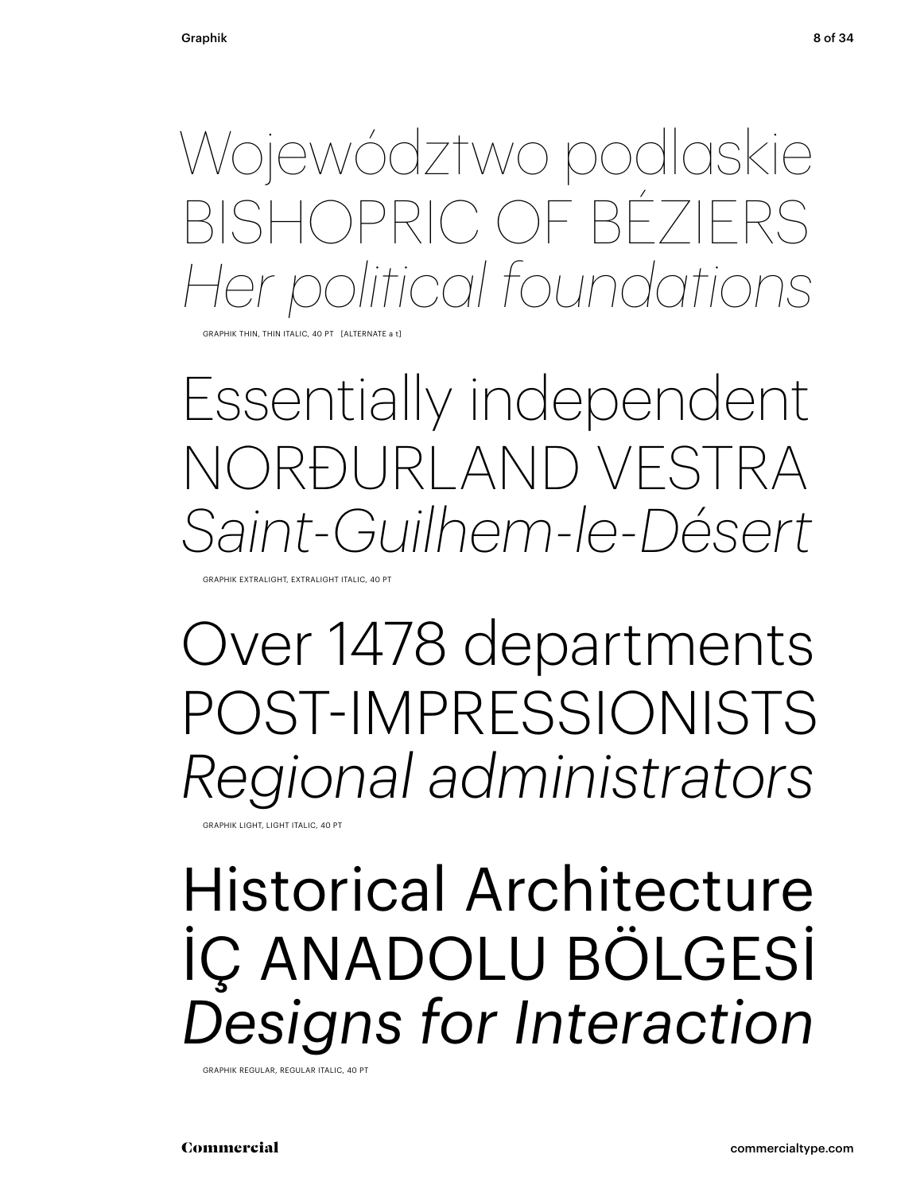Województwo podlaskie
BISHOPRIC OF BÉZIERS
*Her political foundations*

GRAPHIK THIN, THIN ITALIC, 40 PT [ALTERNATE a t]

Essentially independent
NORÐURLAND VESTRA
*Saint-Guilhem-le-Désert*

GRAPHIK EXTRALIGHT, EXTRALIGHT ITALIC, 40 PT

Over 1478 departments
POST-IMPRESSIONISTS
*Regional administrators*

GRAPHIK LIGHT, LIGHT ITALIC, 40 PT

Historical Architecture
İÇ ANADOLU BÖLGESİ
*Designs for Interaction*

GRAPHIK REGULAR, REGULAR ITALIC, 40 PT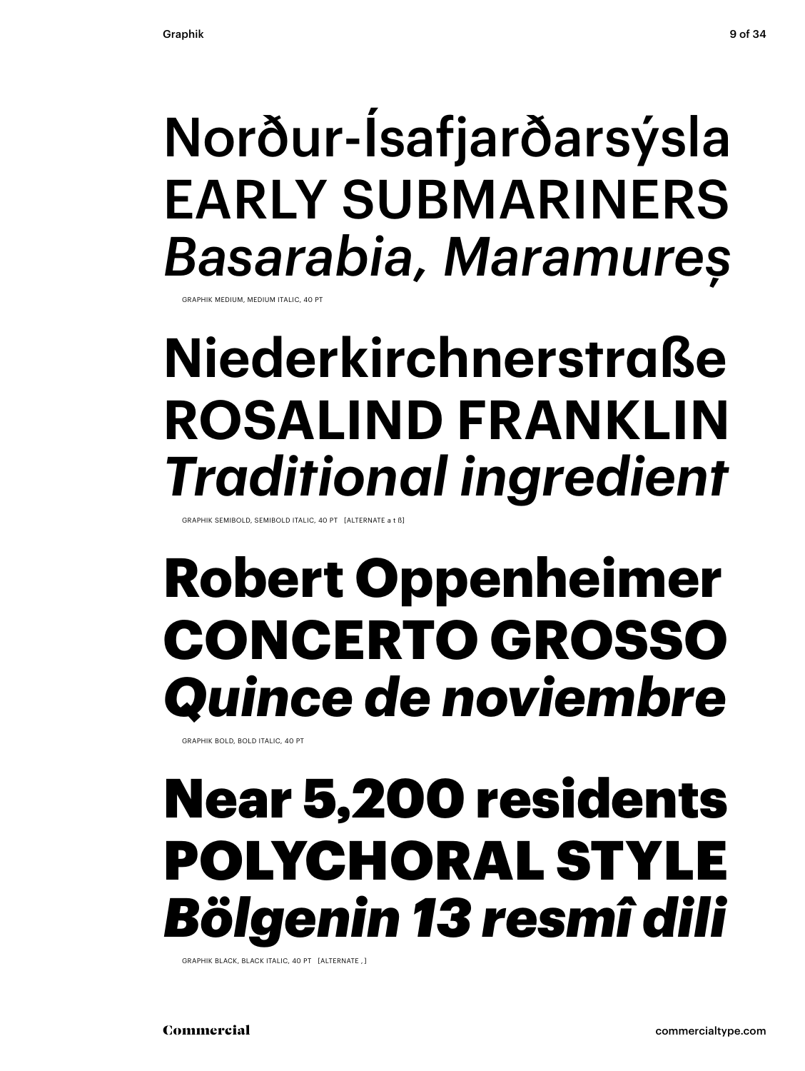Norður-Ísafjarðarsýsla
EARLY SUBMARINERS
*Basarabia, Maramureș*

GRAPHIK MEDIUM, MEDIUM ITALIC, 40 PT

**Niederkirchnerstraße**
**ROSALIND FRANKLIN**
***Traditional ingredient***

GRAPHIK SEMIBOLD, SEMIBOLD ITALIC, 40 PT [ALTERNATE a t ß]

**Robert Oppenheimer**
**CONCERTO GROSSO**
***Quince de noviembre***

GRAPHIK BOLD, BOLD ITALIC, 40 PT

**Near 5,200 residents**
**POLYCHORAL STYLE**
***Bölgenin 13 resmî dili***

GRAPHIK BLACK, BLACK ITALIC, 40 PT [ALTERNATE , ]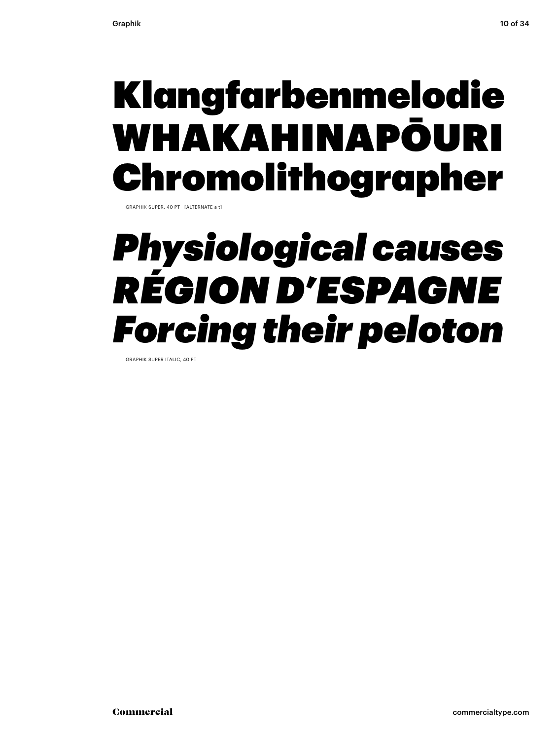# Klangfarbenmelodie WHAKAHINAPŌURI Chromolithographer

GRAPHIK SUPER, 40 PT [ALTERNATE a t]

# *Physiological causes RÉGION D'ESPAGNE Forcing their peloton*

GRAPHIK SUPER ITALIC, 40 PT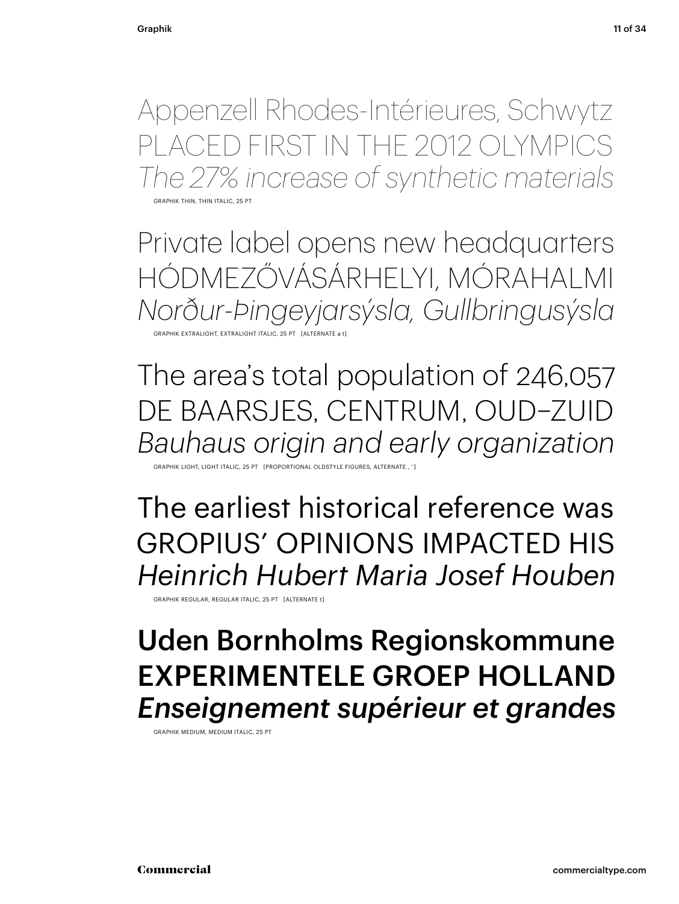Appenzell Rhodes-Intérieures, Schwytz
PLACED FIRST IN THE 2012 OLYMPICS
*The 27% increase of synthetic materials*

GRAPHIK THIN, THIN ITALIC, 25 PT

Private label opens new headquarters
HÓDMEZŐVÁSÁRHELYI, MÓRAHALMI
*Norður-Þingeyjarsýsla, Gullbringusýsla*

GRAPHIK EXTRALIGHT, EXTRALIGHT ITALIC, 25 PT [ALTERNATE a t]

The area's total population of 246,057
DE BAARSJES, CENTRUM, OUD–ZUID
*Bauhaus origin and early organization*

GRAPHIK LIGHT, LIGHT ITALIC, 25 PT [PROPORTIONAL OLDSTYLE FIGURES, ALTERNATE , ' ]

The earliest historical reference was
GROPIUS' OPINIONS IMPACTED HIS
*Heinrich Hubert Maria Josef Houben*

GRAPHIK REGULAR, REGULAR ITALIC, 25 PT [ALTERNATE t]

Uden Bornholms Regionskommune
EXPERIMENTELE GROEP HOLLAND
*Enseignement supérieur et grandes*

GRAPHIK MEDIUM, MEDIUM ITALIC, 25 PT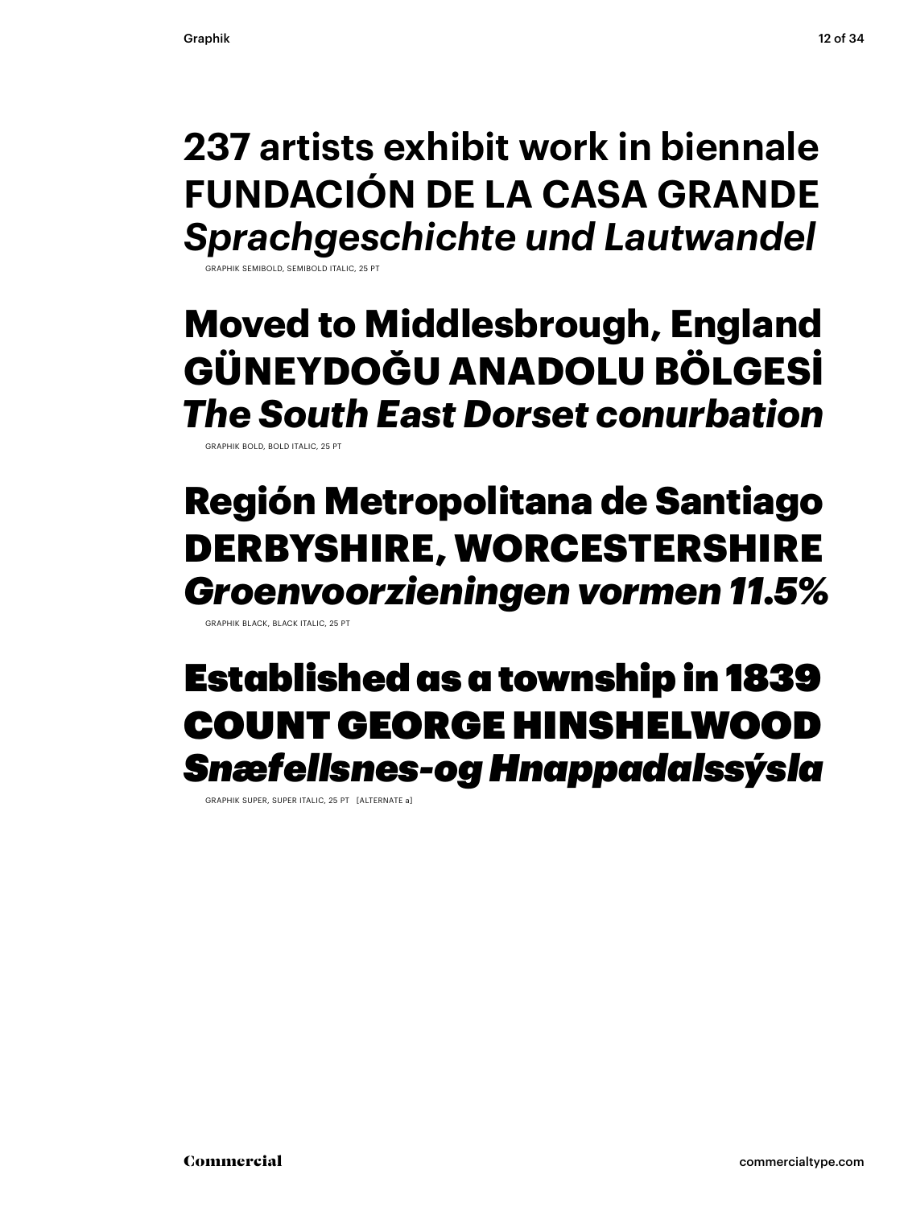**237 artists exhibit work in biennale**
**FUNDACIÓN DE LA CASA GRANDE**
***Sprachgeschichte und Lautwandel***

GRAPHIK SEMIBOLD, SEMIBOLD ITALIC, 25 PT

**Moved to Middlesbrough, England**
**GÜNEYDOĞU ANADOLU BÖLGESİ**
***The South East Dorset conurbation***

GRAPHIK BOLD, BOLD ITALIC, 25 PT

**Región Metropolitana de Santiago**
**DERBYSHIRE, WORCESTERSHIRE**
***Groenvoorzieningen vormen 11.5%***

GRAPHIK BLACK, BLACK ITALIC, 25 PT

**Established as a township in 1839**
**COUNT GEORGE HINSHELWOOD**
***Snæfellsnes-og Hnappadalssýsla***

GRAPHIK SUPER, SUPER ITALIC, 25 PT [ALTERNATE a]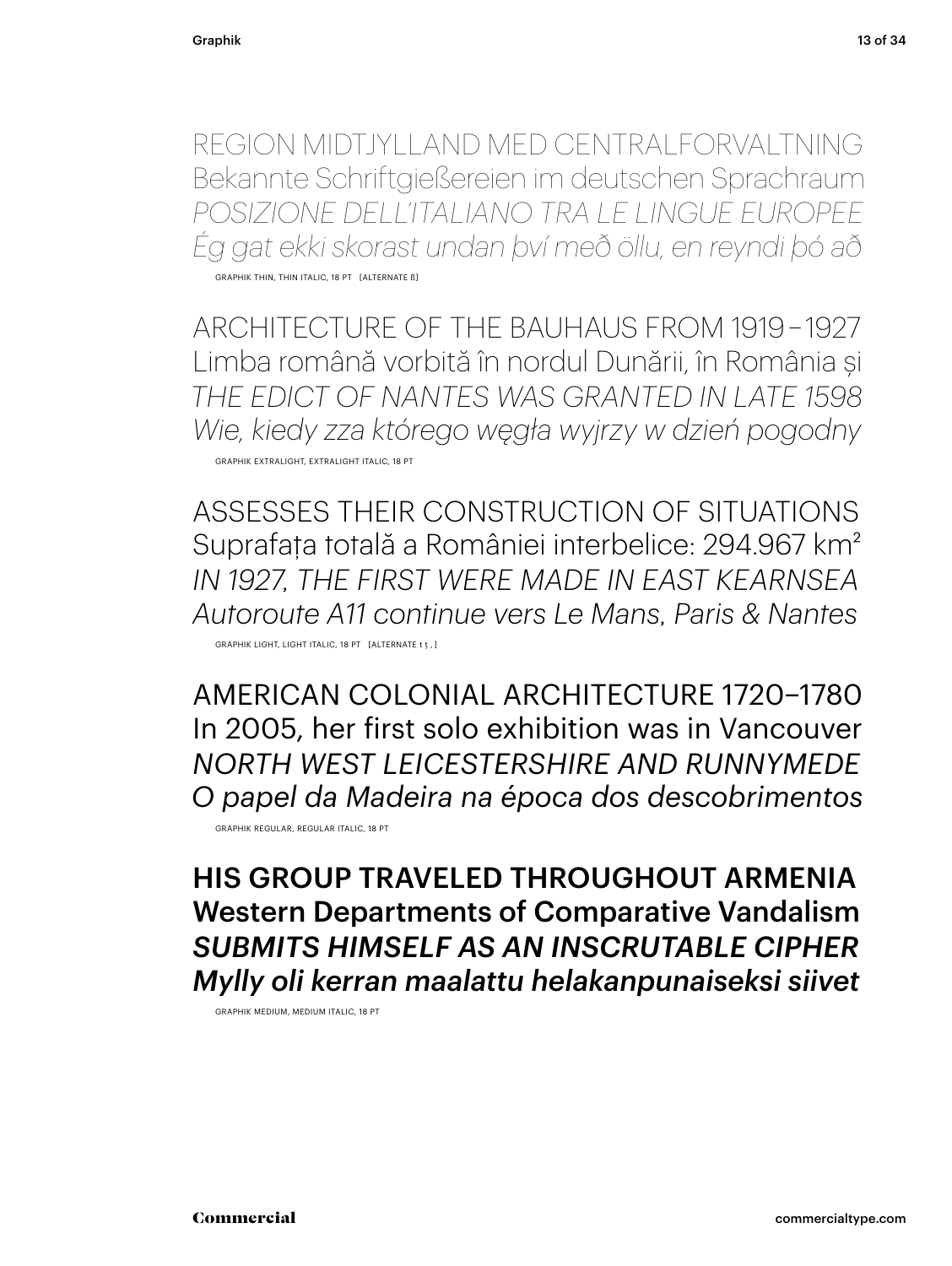REGION MIDTJYLLAND MED CENTRALFORVALTNING
Bekannte Schriftgießereien im deutschen Sprachraum
*POSIZIONE DELL'ITALIANO TRA LE LINGUE EUROPEE*
*Ég gat ekki skorast undan því með öllu, en reyndi þó að*

GRAPHIK THIN, THIN ITALIC, 18 PT [ALTERNATE ß]

ARCHITECTURE OF THE BAUHAUS FROM 1919–1927
Limba română vorbită în nordul Dunării, în România și
*THE EDICT OF NANTES WAS GRANTED IN LATE 1598*
*Wie, kiedy zza którego węgła wyjrzy w dzień pogodny*

GRAPHIK EXTRALIGHT, EXTRALIGHT ITALIC, 18 PT

ASSESSES THEIR CONSTRUCTION OF SITUATIONS
Suprafața totală a României interbelice: 294.967 km²
*IN 1927, THE FIRST WERE MADE IN EAST KEARNSEA*
*Autoroute A11 continue vers Le Mans, Paris & Nantes*

GRAPHIK LIGHT, LIGHT ITALIC, 18 PT [ALTERNATE t ț , ]

AMERICAN COLONIAL ARCHITECTURE 1720–1780
In 2005, her first solo exhibition was in Vancouver
*NORTH WEST LEICESTERSHIRE AND RUNNYMEDE*
*O papel da Madeira na época dos descobrimentos*

GRAPHIK REGULAR, REGULAR ITALIC, 18 PT

**HIS GROUP TRAVELED THROUGHOUT ARMENIA**
**Western Departments of Comparative Vandalism**
***SUBMITS HIMSELF AS AN INSCRUTABLE CIPHER***
***Mylly oli kerran maalattu helakanpunaiseksi siivet***

GRAPHIK MEDIUM, MEDIUM ITALIC, 18 PT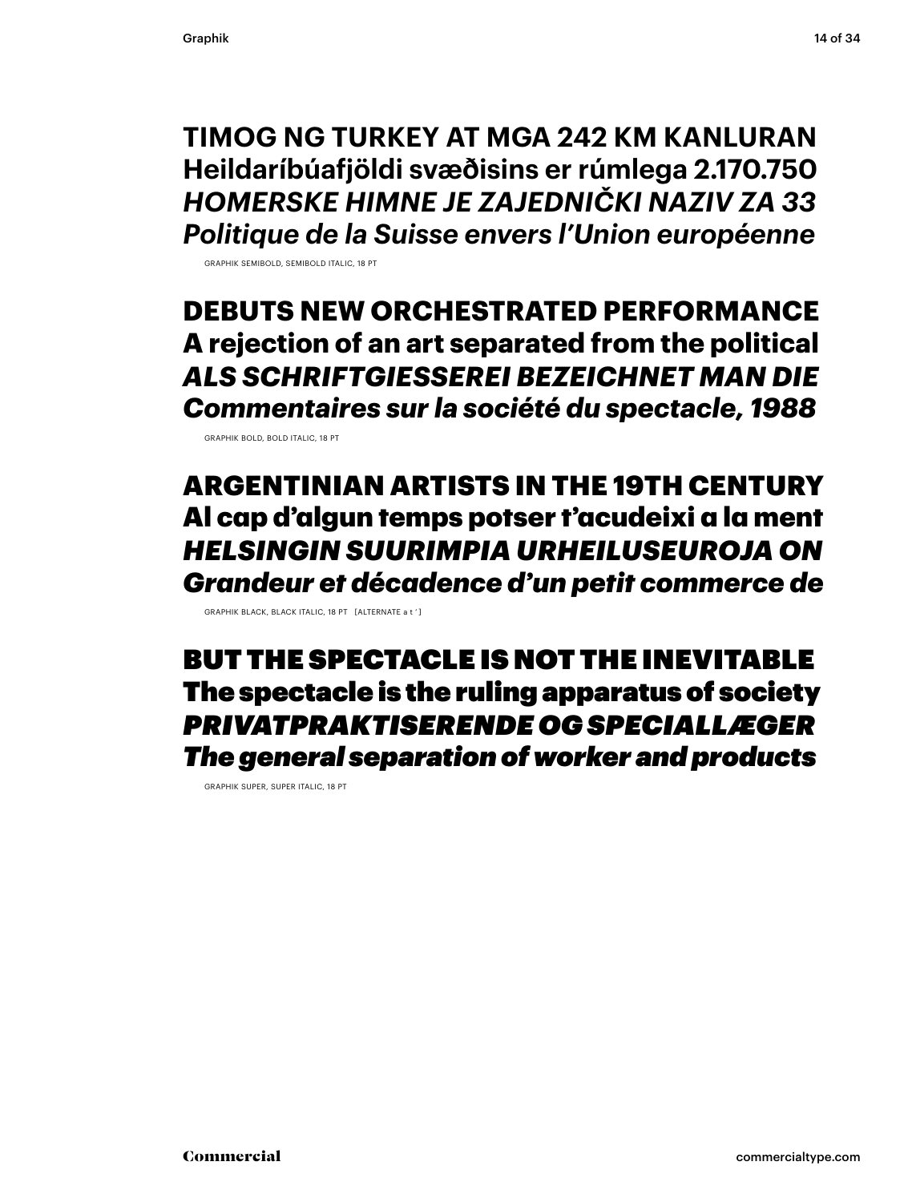**TIMOG NG TURKEY AT MGA 242 KM KANLURAN**
**Heildaríbúafjöldi svæðisins er rúmlega 2.170.750**
***HOMERSKE HIMNE JE ZAJEDNIČKI NAZIV ZA 33***
***Politique de la Suisse envers l'Union européenne***

GRAPHIK SEMIBOLD, SEMIBOLD ITALIC, 18 PT

**DEBUTS NEW ORCHESTRATED PERFORMANCE**
**A rejection of an art separated from the political**
***ALS SCHRIFTGIESSEREI BEZEICHNET MAN DIE***
***Commentaires sur la société du spectacle, 1988***

GRAPHIK BOLD, BOLD ITALIC, 18 PT

**ARGENTINIAN ARTISTS IN THE 19TH CENTURY**
**Al cap d'algun temps potser t'acudeixi a la ment**
***HELSINGIN SUURIMPIA URHEILUSEUROJA ON***
***Grandeur et décadence d'un petit commerce de***

GRAPHIK BLACK, BLACK ITALIC, 18 PT [ALTERNATE a t ' ]

**BUT THE SPECTACLE IS NOT THE INEVITABLE**
**The spectacle is the ruling apparatus of society**
***PRIVATPRAKTISERENDE OG SPECIALLÆGER***
***The general separation of worker and products***

GRAPHIK SUPER, SUPER ITALIC, 18 PT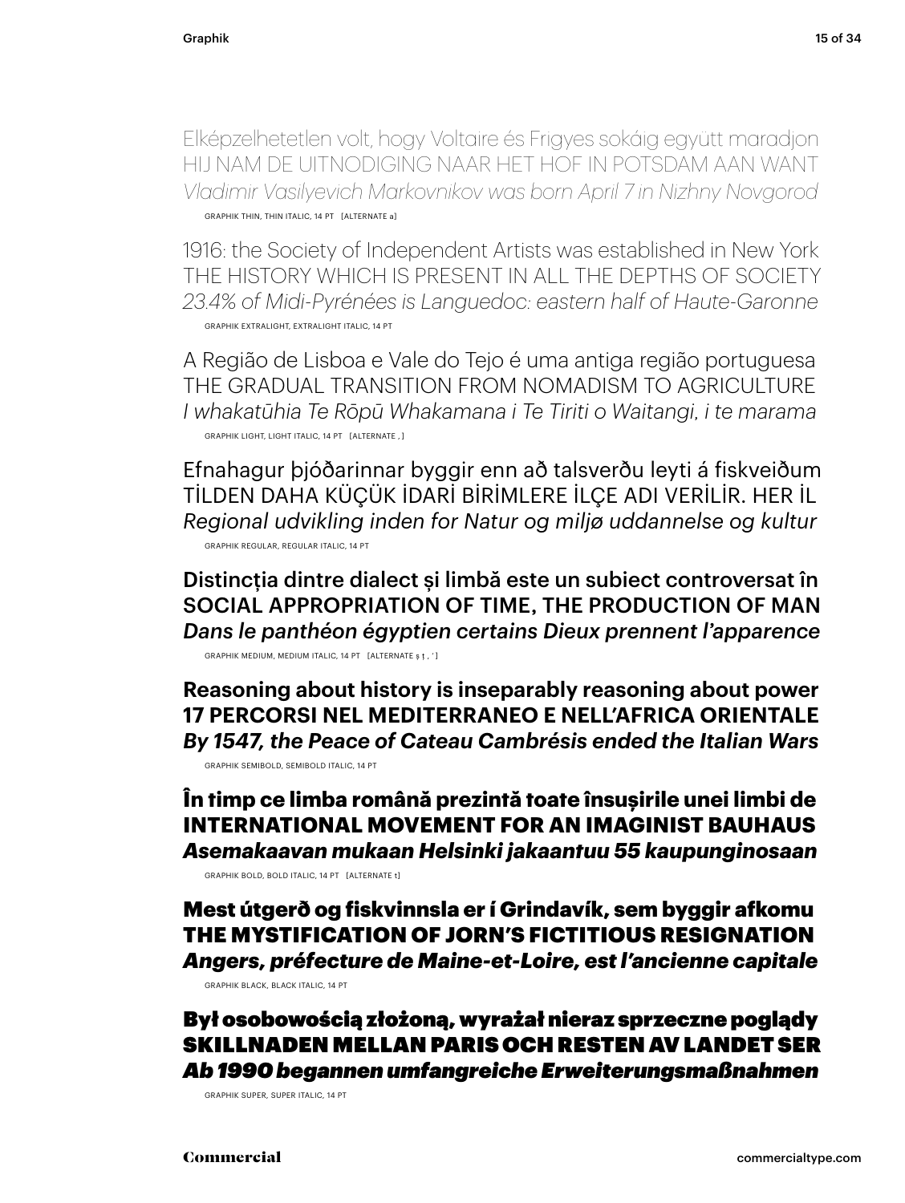Elképzelhetetlen volt, hogy Voltaire és Frigyes sokáig együtt maradjon
HIJ NAM DE UITNODIGING NAAR HET HOF IN POTSDAM AAN WANT
*Vladimir Vasilyevich Markovnikov was born April 7 in Nizhny Novgorod*

GRAPHIK THIN, THIN ITALIC, 14 PT [ALTERNATE a]

1916: the Society of Independent Artists was established in New York
THE HISTORY WHICH IS PRESENT IN ALL THE DEPTHS OF SOCIETY
*23.4% of Midi-Pyrénées is Languedoc: eastern half of Haute-Garonne*

GRAPHIK EXTRALIGHT, EXTRALIGHT ITALIC, 14 PT

A Região de Lisboa e Vale do Tejo é uma antiga região portuguesa
THE GRADUAL TRANSITION FROM NOMADISM TO AGRICULTURE
*I whakatūhia Te Rōpū Whakamana i Te Tiriti o Waitangi, i te marama*

GRAPHIK LIGHT, LIGHT ITALIC, 14 PT [ALTERNATE , ]

Efnahagur þjóðarinnar byggir enn að talsverðu leyti á fiskveiðum
TİLDEN DAHA KÜÇÜK İDARİ BİRİMLERE İLÇE ADI VERİLİR. HER İL
*Regional udvikling inden for Natur og miljø uddannelse og kultur*

GRAPHIK REGULAR, REGULAR ITALIC, 14 PT

Distincția dintre dialect și limbă este un subiect controversat în
SOCIAL APPROPRIATION OF TIME, THE PRODUCTION OF MAN
*Dans le panthéon égyptien certains Dieux prennent l'apparence*

GRAPHIK MEDIUM, MEDIUM ITALIC, 14 PT [ALTERNATE ș ț , ' ]

**Reasoning about history is inseparably reasoning about power**
**17 PERCORSI NEL MEDITERRANEO E NELL'AFRICA ORIENTALE**
***By 1547, the Peace of Cateau Cambrésis ended the Italian Wars***

GRAPHIK SEMIBOLD, SEMIBOLD ITALIC, 14 PT

**În timp ce limba română prezintă toate însușirile unei limbi de**
**INTERNATIONAL MOVEMENT FOR AN IMAGINIST BAUHAUS**
***Asemakaavan mukaan Helsinki jakaantuu 55 kaupunginosaan***

GRAPHIK BOLD, BOLD ITALIC, 14 PT [ALTERNATE t]

**Mest útgerð og fiskvinnsla er í Grindavík, sem byggir afkomu**
**THE MYSTIFICATION OF JORN'S FICTITIOUS RESIGNATION**
***Angers, préfecture de Maine-et-Loire, est l'ancienne capitale***

GRAPHIK BLACK, BLACK ITALIC, 14 PT

**Był osobowością złożoną, wyrażał nieraz sprzeczne poglądy**
**SKILLNADEN MELLAN PARIS OCH RESTEN AV LANDET SER**
***Ab 1990 begannen umfangreiche Erweiterungsmaßnahmen***

GRAPHIK SUPER, SUPER ITALIC, 14 PT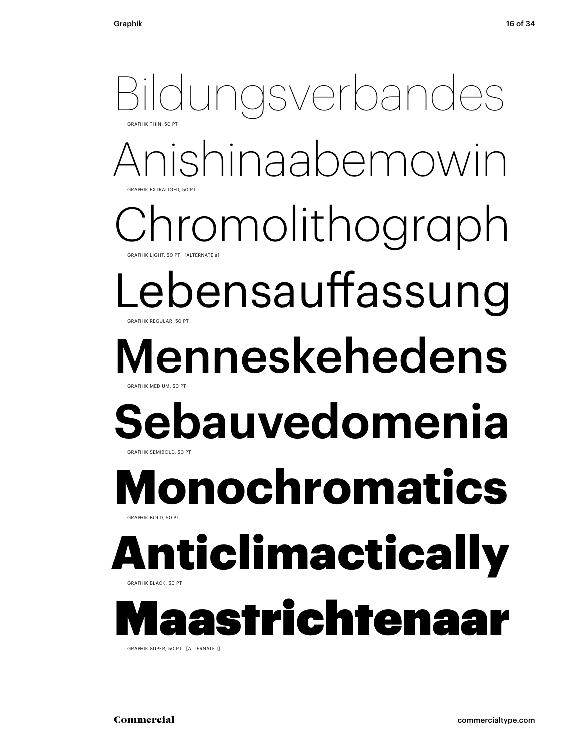Bildungsverbandes

GRAPHIK THIN, 50 PT

Anishinaabemowin

GRAPHIK EXTRALIGHT, 50 PT

Chromolithograph

GRAPHIK LIGHT, 50 PT [ALTERNATE a]

Lebensauffassung

GRAPHIK REGULAR, 50 PT

Menneskehedens

GRAPHIK MEDIUM, 50 PT

**Sebauvedomenia**

GRAPHIK SEMIBOLD, 50 PT

**Monochromatics**

GRAPHIK BOLD, 50 PT

**Anticlimactically**

GRAPHIK BLACK, 50 PT

**Maastrichtenaar**

GRAPHIK SUPER, 50 PT [ALTERNATE t]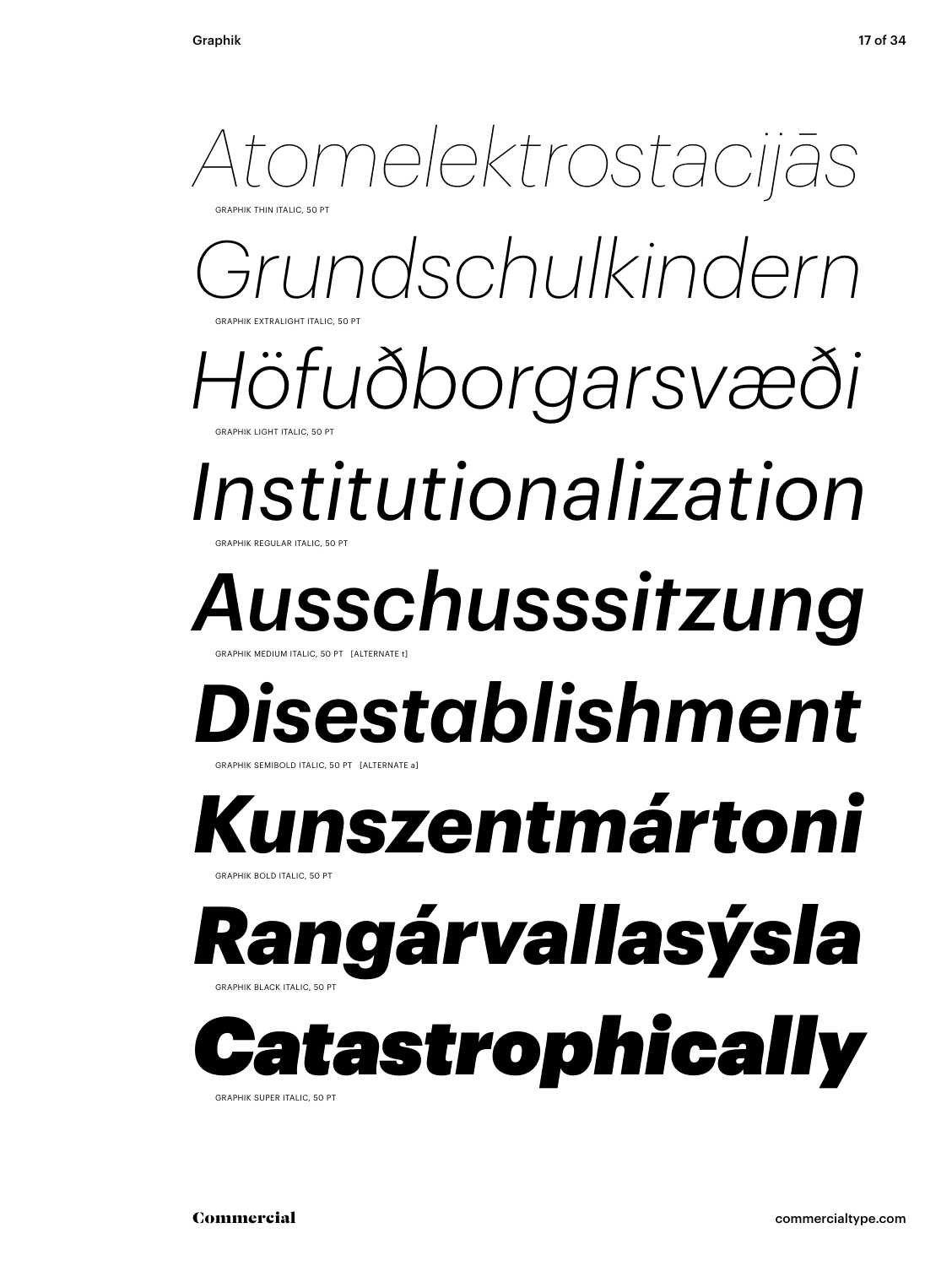*Atomelektrostacijās*

GRAPHIK THIN ITALIC, 50 PT

*Grundschulkindern*

GRAPHIK EXTRALIGHT ITALIC, 50 PT

*Höfuðborgarsvæði*

GRAPHIK LIGHT ITALIC, 50 PT

*Institutionalization*

GRAPHIK REGULAR ITALIC, 50 PT

***Ausschusssitzung***

GRAPHIK MEDIUM ITALIC, 50 PT [ALTERNATE t]

***Disestablishment***

GRAPHIK SEMIBOLD ITALIC, 50 PT [ALTERNATE a]

***Kunszentmártoni***

GRAPHIK BOLD ITALIC, 50 PT

***Rangárvallasýsla***

GRAPHIK BLACK ITALIC, 50 PT

***Catastrophically***

GRAPHIK SUPER ITALIC, 50 PT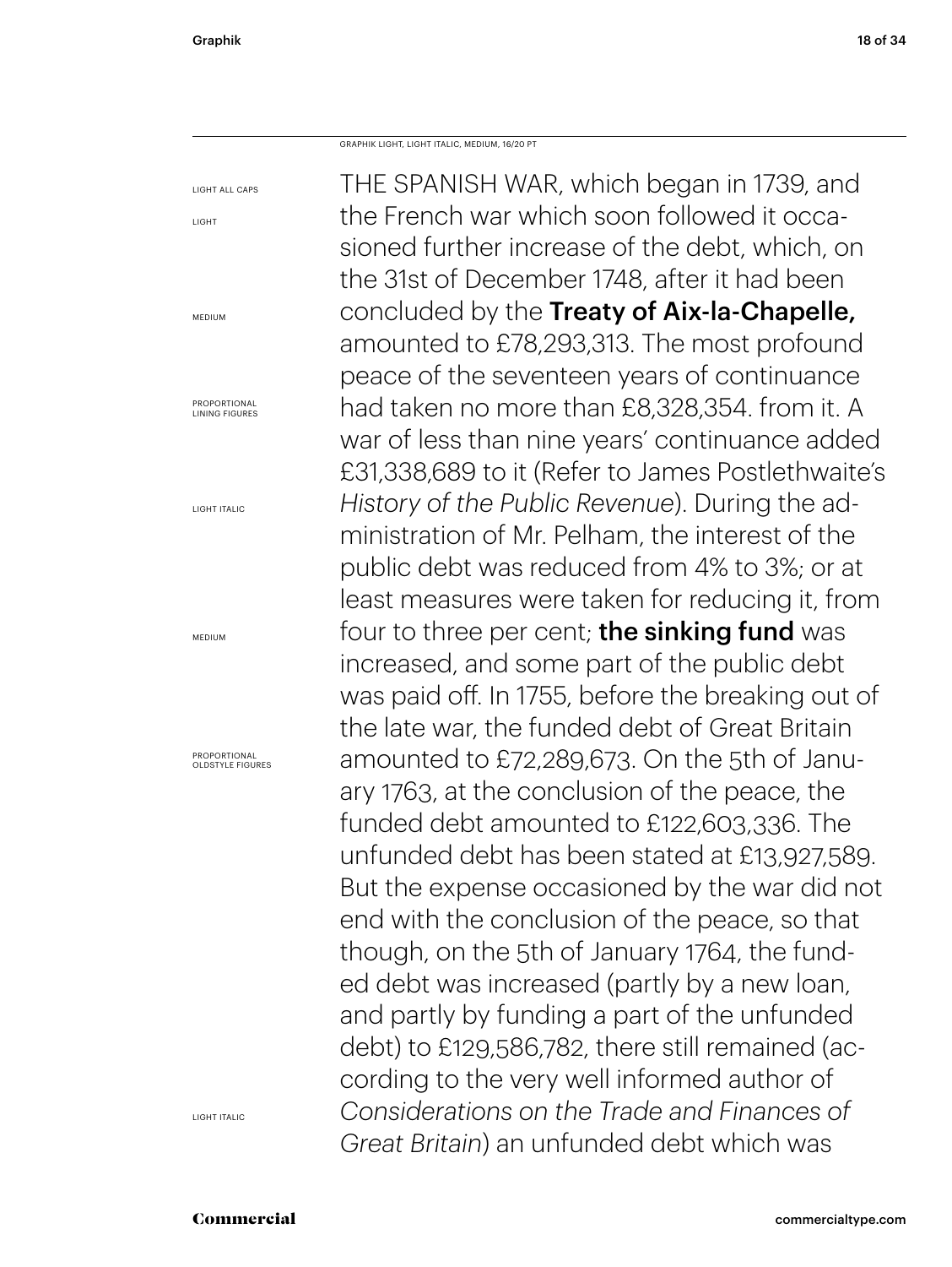GRAPHIK LIGHT, LIGHT ITALIC, MEDIUM, 16/20 PT

LIGHT ALL CAPS

LIGHT

MEDIUM

PROPORTIONAL LINING FIGURES

LIGHT ITALIC

MEDIUM

PROPORTIONAL OLDSTYLE FIGURES

LIGHT ITALIC

THE SPANISH WAR, which began in 1739, and the French war which soon followed it occasioned further increase of the debt, which, on the 31st of December 1748, after it had been concluded by the **Treaty of Aix-la-Chapelle,** amounted to £78,293,313. The most profound peace of the seventeen years of continuance had taken no more than £8,328,354. from it. A war of less than nine years' continuance added £31,338,689 to it (Refer to James Postlethwaite's *History of the Public Revenue*). During the administration of Mr. Pelham, the interest of the public debt was reduced from 4% to 3%; or at least measures were taken for reducing it, from four to three per cent; **the sinking fund** was increased, and some part of the public debt was paid off. In 1755, before the breaking out of the late war, the funded debt of Great Britain amounted to £72,289,673. On the 5th of January 1763, at the conclusion of the peace, the funded debt amounted to £122,603,336. The unfunded debt has been stated at £13,927,589. But the expense occasioned by the war did not end with the conclusion of the peace, so that though, on the 5th of January 1764, the funded debt was increased (partly by a new loan, and partly by funding a part of the unfunded debt) to £129,586,782, there still remained (according to the very well informed author of *Considerations on the Trade and Finances of Great Britain*) an unfunded debt which was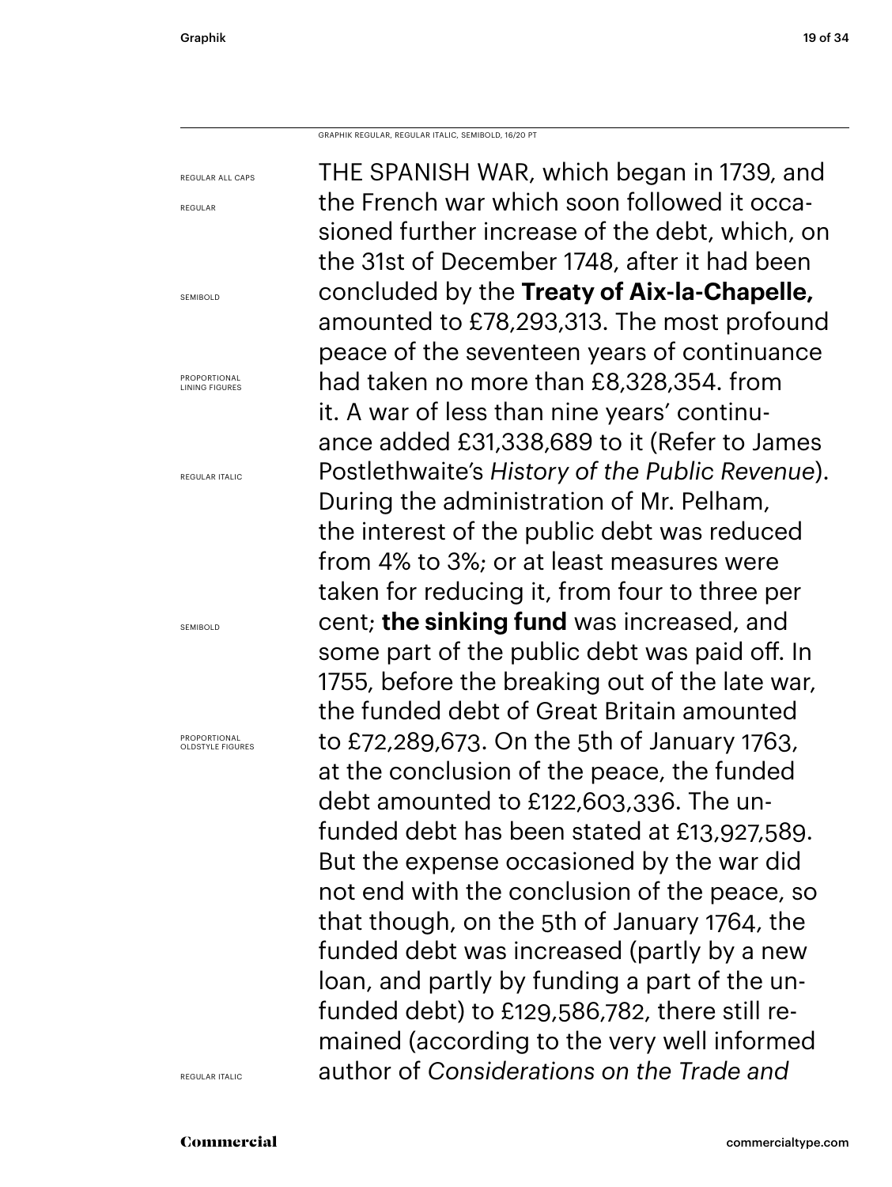GRAPHIK REGULAR, REGULAR ITALIC, SEMIBOLD, 16/20 PT

REGULAR ALL CAPS
REGULAR
SEMIBOLD
PROPORTIONAL LINING FIGURES
REGULAR ITALIC
SEMIBOLD
PROPORTIONAL OLDSTYLE FIGURES
REGULAR ITALIC

THE SPANISH WAR, which began in 1739, and the French war which soon followed it occasioned further increase of the debt, which, on the 31st of December 1748, after it had been concluded by the **Treaty of Aix-la-Chapelle,** amounted to £78,293,313. The most profound peace of the seventeen years of continuance had taken no more than £8,328,354. from it. A war of less than nine years' continuance added £31,338,689 to it (Refer to James Postlethwaite's *History of the Public Revenue*). During the administration of Mr. Pelham, the interest of the public debt was reduced from 4% to 3%; or at least measures were taken for reducing it, from four to three per cent; **the sinking fund** was increased, and some part of the public debt was paid off. In 1755, before the breaking out of the late war, the funded debt of Great Britain amounted to £72,289,673. On the 5th of January 1763, at the conclusion of the peace, the funded debt amounted to £122,603,336. The unfunded debt has been stated at £13,927,589. But the expense occasioned by the war did not end with the conclusion of the peace, so that though, on the 5th of January 1764, the funded debt was increased (partly by a new loan, and partly by funding a part of the unfunded debt) to £129,586,782, there still remained (according to the very well informed author of *Considerations on the Trade and*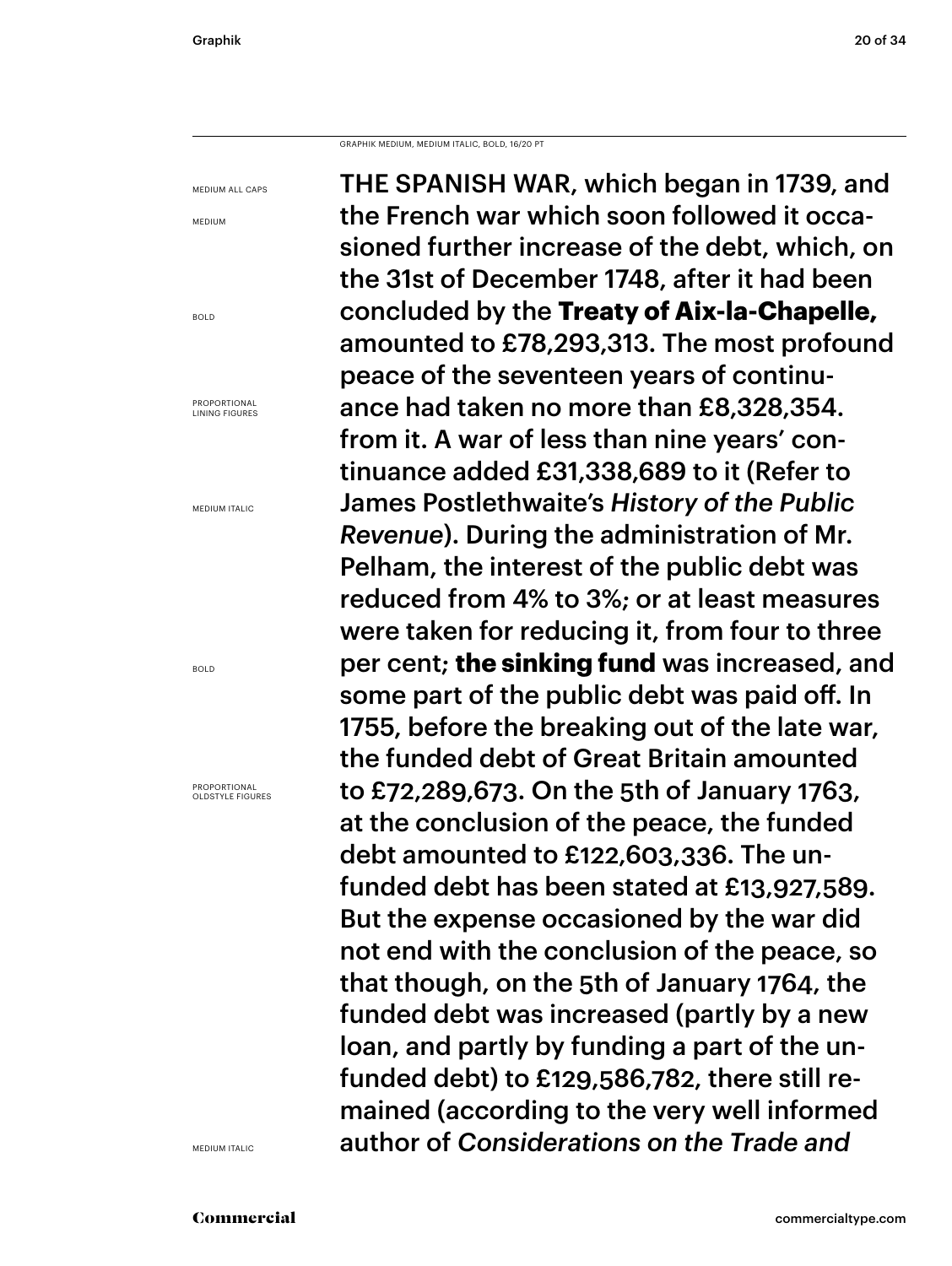GRAPHIK MEDIUM, MEDIUM ITALIC, BOLD, 16/20 PT

MEDIUM ALL CAPS

MEDIUM

BOLD

PROPORTIONAL LINING FIGURES

MEDIUM ITALIC

BOLD

PROPORTIONAL OLDSTYLE FIGURES

MEDIUM ITALIC

THE SPANISH WAR, which began in 1739, and the French war which soon followed it occasioned further increase of the debt, which, on the 31st of December 1748, after it had been concluded by the **Treaty of Aix-la-Chapelle,** amounted to £78,293,313. The most profound peace of the seventeen years of continuance had taken no more than £8,328,354. from it. A war of less than nine years' continuance added £31,338,689 to it (Refer to James Postlethwaite's *History of the Public Revenue*). During the administration of Mr. Pelham, the interest of the public debt was reduced from 4% to 3%; or at least measures were taken for reducing it, from four to three per cent; **the sinking fund** was increased, and some part of the public debt was paid off. In 1755, before the breaking out of the late war, the funded debt of Great Britain amounted to £72,289,673. On the 5th of January 1763, at the conclusion of the peace, the funded debt amounted to £122,603,336. The unfunded debt has been stated at £13,927,589. But the expense occasioned by the war did not end with the conclusion of the peace, so that though, on the 5th of January 1764, the funded debt was increased (partly by a new loan, and partly by funding a part of the unfunded debt) to £129,586,782, there still remained (according to the very well informed author of *Considerations on the Trade and*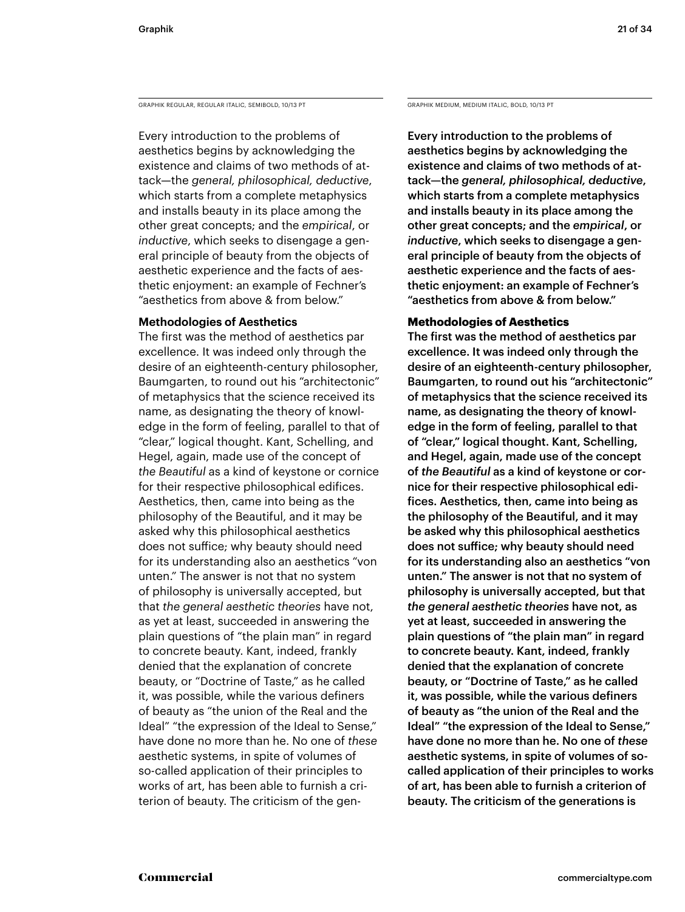GRAPHIK REGULAR, REGULAR ITALIC, SEMIBOLD, 10/13 PT

Every introduction to the problems of aesthetics begins by acknowledging the existence and claims of two methods of attack—the *general, philosophical, deductive*, which starts from a complete metaphysics and installs beauty in its place among the other great concepts; and the *empirical*, or *inductive*, which seeks to disengage a general principle of beauty from the objects of aesthetic experience and the facts of aesthetic enjoyment: an example of Fechner's "aesthetics from above & from below."

**Methodologies of Aesthetics**

The first was the method of aesthetics par excellence. It was indeed only through the desire of an eighteenth-century philosopher, Baumgarten, to round out his "architectonic" of metaphysics that the science received its name, as designating the theory of knowledge in the form of feeling, parallel to that of "clear," logical thought. Kant, Schelling, and Hegel, again, made use of the concept of *the Beautiful* as a kind of keystone or cornice for their respective philosophical edifices. Aesthetics, then, came into being as the philosophy of the Beautiful, and it may be asked why this philosophical aesthetics does not suffice; why beauty should need for its understanding also an aesthetics "von unten." The answer is not that no system of philosophy is universally accepted, but that *the general aesthetic theories* have not, as yet at least, succeeded in answering the plain questions of "the plain man" in regard to concrete beauty. Kant, indeed, frankly denied that the explanation of concrete beauty, or "Doctrine of Taste," as he called it, was possible, while the various definers of beauty as "the union of the Real and the Ideal" "the expression of the Ideal to Sense," have done no more than he. No one of *these* aesthetic systems, in spite of volumes of so-called application of their principles to works of art, has been able to furnish a criterion of beauty. The criticism of the gen-

GRAPHIK MEDIUM, MEDIUM ITALIC, BOLD, 10/13 PT

Every introduction to the problems of aesthetics begins by acknowledging the existence and claims of two methods of attack—the *general, philosophical, deductive*, which starts from a complete metaphysics and installs beauty in its place among the other great concepts; and the *empirical*, or *inductive*, which seeks to disengage a general principle of beauty from the objects of aesthetic experience and the facts of aesthetic enjoyment: an example of Fechner's "aesthetics from above & from below."

**Methodologies of Aesthetics**

The first was the method of aesthetics par excellence. It was indeed only through the desire of an eighteenth-century philosopher, Baumgarten, to round out his "architectonic" of metaphysics that the science received its name, as designating the theory of knowledge in the form of feeling, parallel to that of "clear," logical thought. Kant, Schelling, and Hegel, again, made use of the concept of *the Beautiful* as a kind of keystone or cornice for their respective philosophical edifices. Aesthetics, then, came into being as the philosophy of the Beautiful, and it may be asked why this philosophical aesthetics does not suffice; why beauty should need for its understanding also an aesthetics "von unten." The answer is not that no system of philosophy is universally accepted, but that *the general aesthetic theories* have not, as yet at least, succeeded in answering the plain questions of "the plain man" in regard to concrete beauty. Kant, indeed, frankly denied that the explanation of concrete beauty, or "Doctrine of Taste," as he called it, was possible, while the various definers of beauty as "the union of the Real and the Ideal" "the expression of the Ideal to Sense," have done no more than he. No one of *these* aesthetic systems, in spite of volumes of so-called application of their principles to works of art, has been able to furnish a criterion of beauty. The criticism of the generations is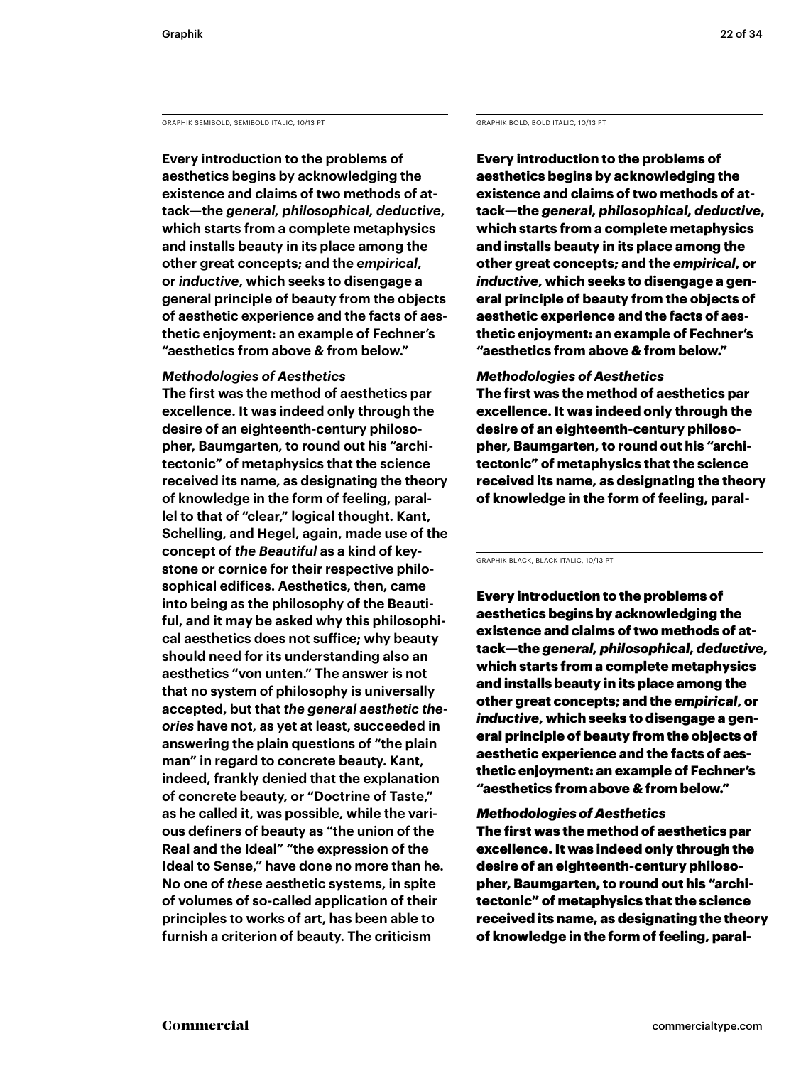GRAPHIK SEMIBOLD, SEMIBOLD ITALIC, 10/13 PT

**Every introduction to the problems of aesthetics begins by acknowledging the existence and claims of two methods of attack—the *general, philosophical, deductive*, which starts from a complete metaphysics and installs beauty in its place among the other great concepts; and the *empirical*, or *inductive*, which seeks to disengage a general principle of beauty from the objects of aesthetic experience and the facts of aesthetic enjoyment: an example of Fechner's "aesthetics from above & from below."**

***Methodologies of Aesthetics***

**The first was the method of aesthetics par excellence. It was indeed only through the desire of an eighteenth-century philosopher, Baumgarten, to round out his "architectonic" of metaphysics that the science received its name, as designating the theory of knowledge in the form of feeling, parallel to that of "clear," logical thought. Kant, Schelling, and Hegel, again, made use of the concept of *the Beautiful* as a kind of keystone or cornice for their respective philosophical edifices. Aesthetics, then, came into being as the philosophy of the Beautiful, and it may be asked why this philosophical aesthetics does not suffice; why beauty should need for its understanding also an aesthetics "von unten." The answer is not that no system of philosophy is universally accepted, but that *the general aesthetic theories* have not, as yet at least, succeeded in answering the plain questions of "the plain man" in regard to concrete beauty. Kant, indeed, frankly denied that the explanation of concrete beauty, or "Doctrine of Taste," as he called it, was possible, while the various definers of beauty as "the union of the Real and the Ideal" "the expression of the Ideal to Sense," have done no more than he. No one of *these* aesthetic systems, in spite of volumes of so-called application of their principles to works of art, has been able to furnish a criterion of beauty. The criticism**

GRAPHIK BOLD, BOLD ITALIC, 10/13 PT

**Every introduction to the problems of aesthetics begins by acknowledging the existence and claims of two methods of attack—the *general, philosophical, deductive*, which starts from a complete metaphysics and installs beauty in its place among the other great concepts; and the *empirical*, or *inductive*, which seeks to disengage a general principle of beauty from the objects of aesthetic experience and the facts of aesthetic enjoyment: an example of Fechner's "aesthetics from above & from below."**

***Methodologies of Aesthetics***

**The first was the method of aesthetics par excellence. It was indeed only through the desire of an eighteenth-century philosopher, Baumgarten, to round out his "architectonic" of metaphysics that the science received its name, as designating the theory of knowledge in the form of feeling, paral-**

GRAPHIK BLACK, BLACK ITALIC, 10/13 PT

**Every introduction to the problems of aesthetics begins by acknowledging the existence and claims of two methods of attack—the *general, philosophical, deductive*, which starts from a complete metaphysics and installs beauty in its place among the other great concepts; and the *empirical*, or *inductive*, which seeks to disengage a general principle of beauty from the objects of aesthetic experience and the facts of aesthetic enjoyment: an example of Fechner's "aesthetics from above & from below."**

***Methodologies of Aesthetics***

**The first was the method of aesthetics par excellence. It was indeed only through the desire of an eighteenth-century philosopher, Baumgarten, to round out his "architectonic" of metaphysics that the science received its name, as designating the theory of knowledge in the form of feeling, paral-**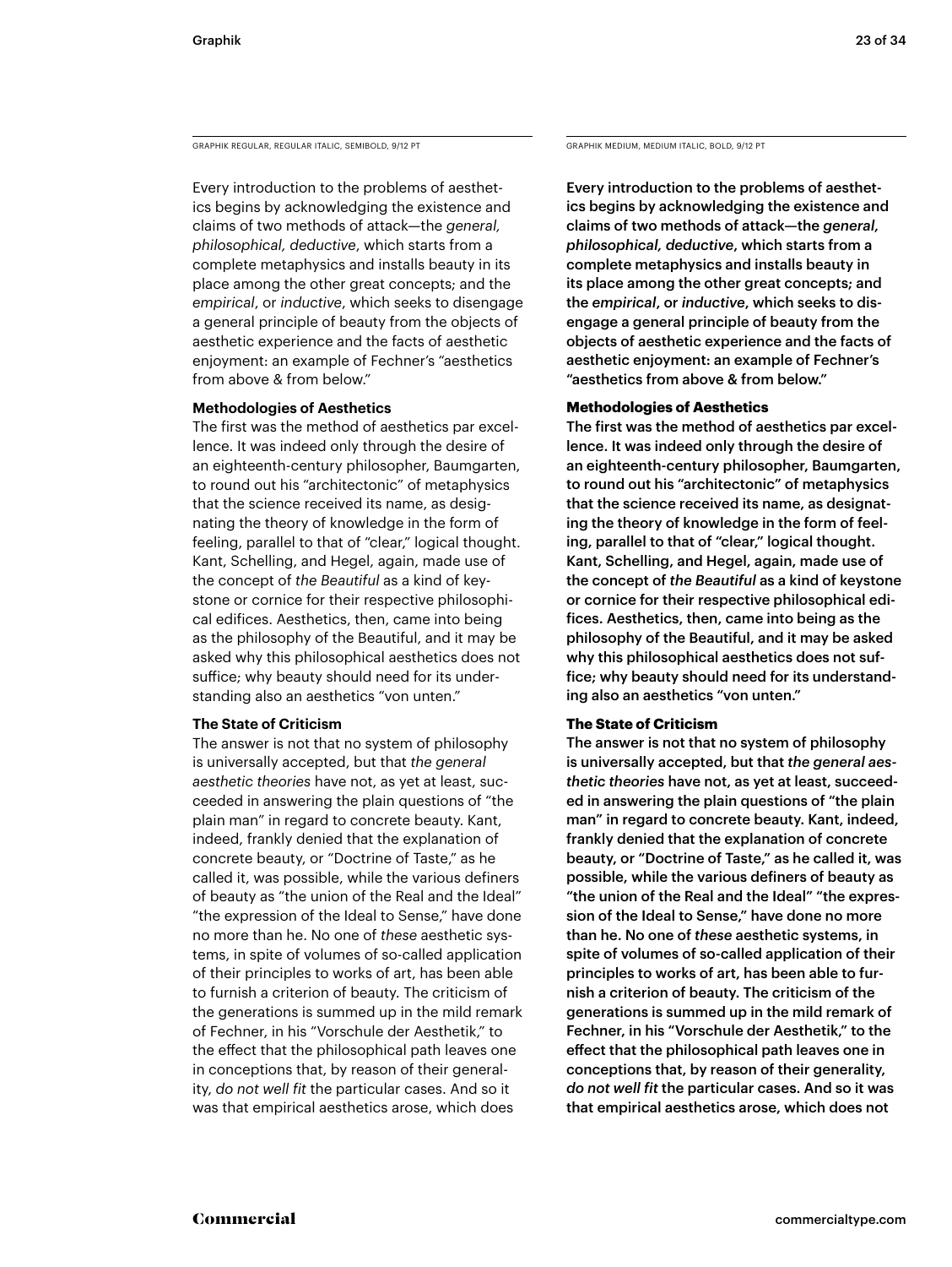GRAPHIK REGULAR, REGULAR ITALIC, SEMIBOLD, 9/12 PT

Every introduction to the problems of aesthetics begins by acknowledging the existence and claims of two methods of attack—the *general, philosophical, deductive*, which starts from a complete metaphysics and installs beauty in its place among the other great concepts; and the *empirical*, or *inductive*, which seeks to disengage a general principle of beauty from the objects of aesthetic experience and the facts of aesthetic enjoyment: an example of Fechner's "aesthetics from above & from below."

**Methodologies of Aesthetics**

The first was the method of aesthetics par excellence. It was indeed only through the desire of an eighteenth-century philosopher, Baumgarten, to round out his "architectonic" of metaphysics that the science received its name, as designating the theory of knowledge in the form of feeling, parallel to that of "clear," logical thought. Kant, Schelling, and Hegel, again, made use of the concept of *the Beautiful* as a kind of keystone or cornice for their respective philosophical edifices. Aesthetics, then, came into being as the philosophy of the Beautiful, and it may be asked why this philosophical aesthetics does not suffice; why beauty should need for its understanding also an aesthetics "von unten."

**The State of Criticism**

The answer is not that no system of philosophy is universally accepted, but that *the general aesthetic theories* have not, as yet at least, succeeded in answering the plain questions of "the plain man" in regard to concrete beauty. Kant, indeed, frankly denied that the explanation of concrete beauty, or "Doctrine of Taste," as he called it, was possible, while the various definers of beauty as "the union of the Real and the Ideal" "the expression of the Ideal to Sense," have done no more than he. No one of *these* aesthetic systems, in spite of volumes of so-called application of their principles to works of art, has been able to furnish a criterion of beauty. The criticism of the generations is summed up in the mild remark of Fechner, in his "Vorschule der Aesthetik," to the effect that the philosophical path leaves one in conceptions that, by reason of their generality, *do not well fit* the particular cases. And so it was that empirical aesthetics arose, which does

GRAPHIK MEDIUM, MEDIUM ITALIC, BOLD, 9/12 PT

Every introduction to the problems of aesthetics begins by acknowledging the existence and claims of two methods of attack—the *general, philosophical, deductive*, which starts from a complete metaphysics and installs beauty in its place among the other great concepts; and the *empirical*, or *inductive*, which seeks to disengage a general principle of beauty from the objects of aesthetic experience and the facts of aesthetic enjoyment: an example of Fechner's "aesthetics from above & from below."

**Methodologies of Aesthetics**

The first was the method of aesthetics par excellence. It was indeed only through the desire of an eighteenth-century philosopher, Baumgarten, to round out his "architectonic" of metaphysics that the science received its name, as designating the theory of knowledge in the form of feeling, parallel to that of "clear," logical thought. Kant, Schelling, and Hegel, again, made use of the concept of *the Beautiful* as a kind of keystone or cornice for their respective philosophical edifices. Aesthetics, then, came into being as the philosophy of the Beautiful, and it may be asked why this philosophical aesthetics does not suffice; why beauty should need for its understanding also an aesthetics "von unten."

**The State of Criticism**

The answer is not that no system of philosophy is universally accepted, but that *the general aesthetic theories* have not, as yet at least, succeeded in answering the plain questions of "the plain man" in regard to concrete beauty. Kant, indeed, frankly denied that the explanation of concrete beauty, or "Doctrine of Taste," as he called it, was possible, while the various definers of beauty as "the union of the Real and the Ideal" "the expression of the Ideal to Sense," have done no more than he. No one of *these* aesthetic systems, in spite of volumes of so-called application of their principles to works of art, has been able to furnish a criterion of beauty. The criticism of the generations is summed up in the mild remark of Fechner, in his "Vorschule der Aesthetik," to the effect that the philosophical path leaves one in conceptions that, by reason of their generality, *do not well fit* the particular cases. And so it was that empirical aesthetics arose, which does not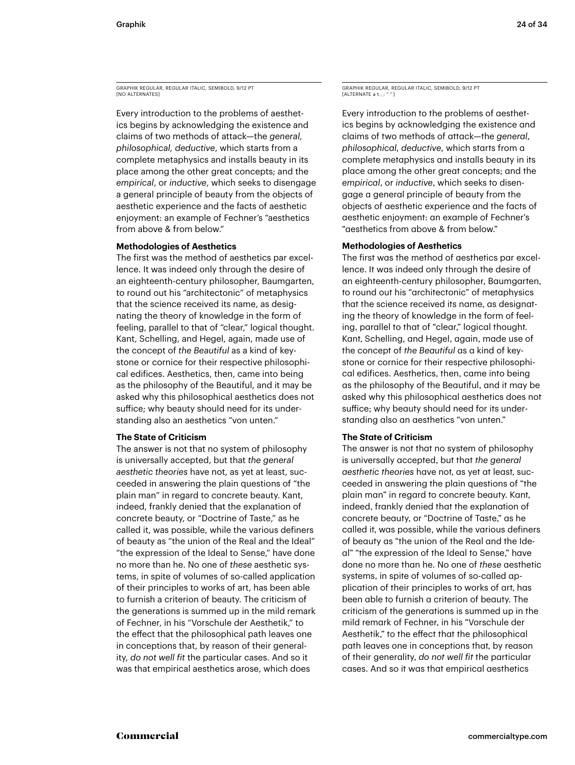GRAPHIK REGULAR, REGULAR ITALIC, SEMIBOLD, 9/12 PT
[NO ALTERNATES]

Every introduction to the problems of aesthetics begins by acknowledging the existence and claims of two methods of attack—the *general, philosophical, deductive*, which starts from a complete metaphysics and installs beauty in its place among the other great concepts; and the *empirical*, or *inductive*, which seeks to disengage a general principle of beauty from the objects of aesthetic experience and the facts of aesthetic enjoyment: an example of Fechner's "aesthetics from above & from below."

**Methodologies of Aesthetics**

The first was the method of aesthetics par excellence. It was indeed only through the desire of an eighteenth-century philosopher, Baumgarten, to round out his "architectonic" of metaphysics that the science received its name, as designating the theory of knowledge in the form of feeling, parallel to that of "clear," logical thought. Kant, Schelling, and Hegel, again, made use of the concept of *the Beautiful* as a kind of keystone or cornice for their respective philosophical edifices. Aesthetics, then, came into being as the philosophy of the Beautiful, and it may be asked why this philosophical aesthetics does not suffice; why beauty should need for its understanding also an aesthetics "von unten."

**The State of Criticism**

The answer is not that no system of philosophy is universally accepted, but that *the general aesthetic theories* have not, as yet at least, succeeded in answering the plain questions of "the plain man" in regard to concrete beauty. Kant, indeed, frankly denied that the explanation of concrete beauty, or "Doctrine of Taste," as he called it, was possible, while the various definers of beauty as "the union of the Real and the Ideal" "the expression of the Ideal to Sense," have done no more than he. No one of *these* aesthetic systems, in spite of volumes of so-called application of their principles to works of art, has been able to furnish a criterion of beauty. The criticism of the generations is summed up in the mild remark of Fechner, in his "Vorschule der Aesthetik," to the effect that the philosophical path leaves one in conceptions that, by reason of their generality, *do not well fit* the particular cases. And so it was that empirical aesthetics arose, which does

GRAPHIK REGULAR, REGULAR ITALIC, SEMIBOLD, 9/12 PT
[ALTERNATE a t , ; " " ]

Every introduction to the problems of aesthetics begins by acknowledging the existence and claims of two methods of attack—the *general*, *philosophical*, *deductive*, which starts from a complete metaphysics and installs beauty in its place among the other great concepts; and the *empirical*, or *inductive*, which seeks to disengage a general principle of beauty from the objects of aesthetic experience and the facts of aesthetic enjoyment: an example of Fechner's "aesthetics from above & from below."

**Methodologies of Aesthetics**

The first was the method of aesthetics par excellence. It was indeed only through the desire of an eighteenth-century philosopher, Baumgarten, to round out his "architectonic" of metaphysics that the science received its name, as designating the theory of knowledge in the form of feeling, parallel to that of "clear," logical thought. Kant, Schelling, and Hegel, again, made use of the concept of *the Beautiful* as a kind of keystone or cornice for their respective philosophical edifices. Aesthetics, then, came into being as the philosophy of the Beautiful, and it may be asked why this philosophical aesthetics does not suffice; why beauty should need for its understanding also an aesthetics "von unten."

**The State of Criticism**

The answer is not that no system of philosophy is universally accepted, but that *the general aesthetic theories* have not, as yet at least, succeeded in answering the plain questions of "the plain man" in regard to concrete beauty. Kant, indeed, frankly denied that the explanation of concrete beauty, or "Doctrine of Taste," as he called it, was possible, while the various definers of beauty as "the union of the Real and the Ideal" "the expression of the Ideal to Sense," have done no more than he. No one of *these* aesthetic systems, in spite of volumes of so-called application of their principles to works of art, has been able to furnish a criterion of beauty. The criticism of the generations is summed up in the mild remark of Fechner, in his "Vorschule der Aesthetik," to the effect that the philosophical path leaves one in conceptions that, by reason of their generality, *do not well fit* the particular cases. And so it was that empirical aesthetics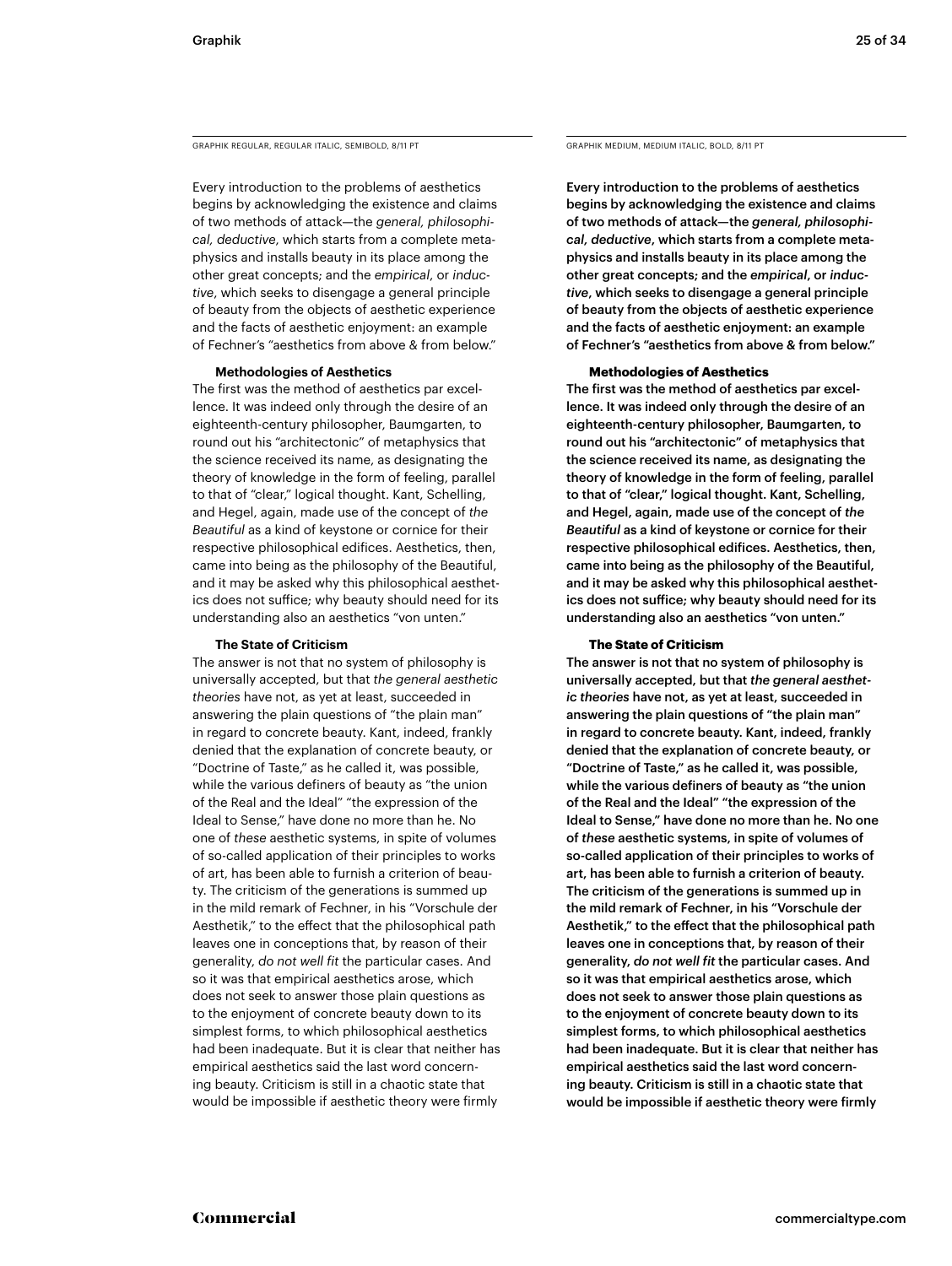GRAPHIK REGULAR, REGULAR ITALIC, SEMIBOLD, 8/11 PT

Every introduction to the problems of aesthetics begins by acknowledging the existence and claims of two methods of attack—the *general, philosophical, deductive*, which starts from a complete metaphysics and installs beauty in its place among the other great concepts; and the *empirical*, or *inductive*, which seeks to disengage a general principle of beauty from the objects of aesthetic experience and the facts of aesthetic enjoyment: an example of Fechner's "aesthetics from above & from below."

**Methodologies of Aesthetics**

The first was the method of aesthetics par excellence. It was indeed only through the desire of an eighteenth-century philosopher, Baumgarten, to round out his "architectonic" of metaphysics that the science received its name, as designating the theory of knowledge in the form of feeling, parallel to that of "clear," logical thought. Kant, Schelling, and Hegel, again, made use of the concept of *the Beautiful* as a kind of keystone or cornice for their respective philosophical edifices. Aesthetics, then, came into being as the philosophy of the Beautiful, and it may be asked why this philosophical aesthetics does not suffice; why beauty should need for its understanding also an aesthetics "von unten."

**The State of Criticism**

The answer is not that no system of philosophy is universally accepted, but that *the general aesthetic theories* have not, as yet at least, succeeded in answering the plain questions of "the plain man" in regard to concrete beauty. Kant, indeed, frankly denied that the explanation of concrete beauty, or "Doctrine of Taste," as he called it, was possible, while the various definers of beauty as "the union of the Real and the Ideal" "the expression of the Ideal to Sense," have done no more than he. No one of *these* aesthetic systems, in spite of volumes of so-called application of their principles to works of art, has been able to furnish a criterion of beauty. The criticism of the generations is summed up in the mild remark of Fechner, in his "Vorschule der Aesthetik," to the effect that the philosophical path leaves one in conceptions that, by reason of their generality, *do not well fit* the particular cases. And so it was that empirical aesthetics arose, which does not seek to answer those plain questions as to the enjoyment of concrete beauty down to its simplest forms, to which philosophical aesthetics had been inadequate. But it is clear that neither has empirical aesthetics said the last word concerning beauty. Criticism is still in a chaotic state that would be impossible if aesthetic theory were firmly

GRAPHIK MEDIUM, MEDIUM ITALIC, BOLD, 8/11 PT

Every introduction to the problems of aesthetics begins by acknowledging the existence and claims of two methods of attack—the *general, philosophical, deductive*, which starts from a complete metaphysics and installs beauty in its place among the other great concepts; and the *empirical*, or *inductive*, which seeks to disengage a general principle of beauty from the objects of aesthetic experience and the facts of aesthetic enjoyment: an example of Fechner's "aesthetics from above & from below."

**Methodologies of Aesthetics**

The first was the method of aesthetics par excellence. It was indeed only through the desire of an eighteenth-century philosopher, Baumgarten, to round out his "architectonic" of metaphysics that the science received its name, as designating the theory of knowledge in the form of feeling, parallel to that of "clear," logical thought. Kant, Schelling, and Hegel, again, made use of the concept of *the Beautiful* as a kind of keystone or cornice for their respective philosophical edifices. Aesthetics, then, came into being as the philosophy of the Beautiful, and it may be asked why this philosophical aesthetics does not suffice; why beauty should need for its understanding also an aesthetics "von unten."

**The State of Criticism**

The answer is not that no system of philosophy is universally accepted, but that *the general aesthetic theories* have not, as yet at least, succeeded in answering the plain questions of "the plain man" in regard to concrete beauty. Kant, indeed, frankly denied that the explanation of concrete beauty, or "Doctrine of Taste," as he called it, was possible, while the various definers of beauty as "the union of the Real and the Ideal" "the expression of the Ideal to Sense," have done no more than he. No one of *these* aesthetic systems, in spite of volumes of so-called application of their principles to works of art, has been able to furnish a criterion of beauty. The criticism of the generations is summed up in the mild remark of Fechner, in his "Vorschule der Aesthetik," to the effect that the philosophical path leaves one in conceptions that, by reason of their generality, *do not well fit* the particular cases. And so it was that empirical aesthetics arose, which does not seek to answer those plain questions as to the enjoyment of concrete beauty down to its simplest forms, to which philosophical aesthetics had been inadequate. But it is clear that neither has empirical aesthetics said the last word concerning beauty. Criticism is still in a chaotic state that would be impossible if aesthetic theory were firmly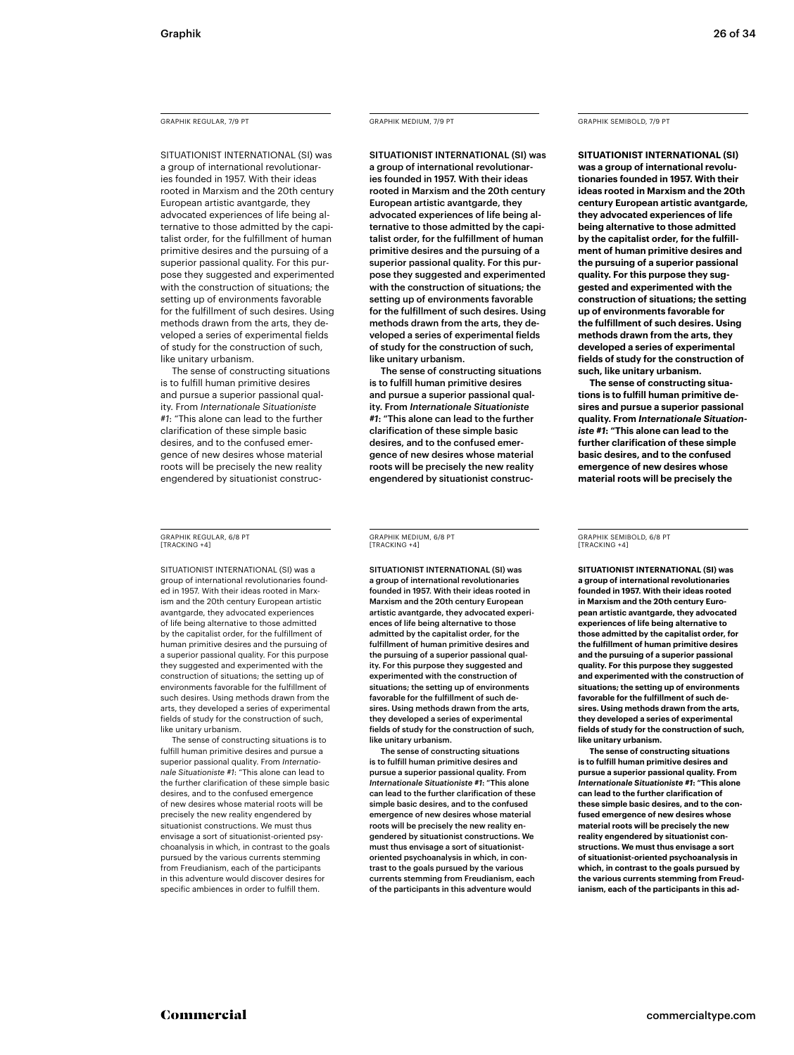GRAPHIK REGULAR, 7/9 PT

SITUATIONIST INTERNATIONAL (SI) was a group of international revolutionaries founded in 1957. With their ideas rooted in Marxism and the 20th century European artistic avantgarde, they advocated experiences of life being alternative to those admitted by the capitalist order, for the fulfillment of human primitive desires and the pursuing of a superior passional quality. For this purpose they suggested and experimented with the construction of situations; the setting up of environments favorable for the fulfillment of such desires. Using methods drawn from the arts, they developed a series of experimental fields of study for the construction of such, like unitary urbanism.

The sense of constructing situations is to fulfill human primitive desires and pursue a superior passional quality. From *Internationale Situationiste #1*: "This alone can lead to the further clarification of these simple basic desires, and to the confused emergence of new desires whose material roots will be precisely the new reality engendered by situationist construc-

GRAPHIK MEDIUM, 7/9 PT

SITUATIONIST INTERNATIONAL (SI) was a group of international revolutionaries founded in 1957. With their ideas rooted in Marxism and the 20th century European artistic avantgarde, they advocated experiences of life being alternative to those admitted by the capitalist order, for the fulfillment of human primitive desires and the pursuing of a superior passional quality. For this purpose they suggested and experimented with the construction of situations; the setting up of environments favorable for the fulfillment of such desires. Using methods drawn from the arts, they developed a series of experimental fields of study for the construction of such, like unitary urbanism.

The sense of constructing situations is to fulfill human primitive desires and pursue a superior passional quality. From *Internationale Situationiste #1*: "This alone can lead to the further clarification of these simple basic desires, and to the confused emergence of new desires whose material roots will be precisely the new reality engendered by situationist construc-

GRAPHIK SEMIBOLD, 7/9 PT

**SITUATIONIST INTERNATIONAL (SI) was a group of international revolutionaries founded in 1957. With their ideas rooted in Marxism and the 20th century European artistic avantgarde, they advocated experiences of life being alternative to those admitted by the capitalist order, for the fulfillment of human primitive desires and the pursuing of a superior passional quality. For this purpose they suggested and experimented with the construction of situations; the setting up of environments favorable for the fulfillment of such desires. Using methods drawn from the arts, they developed a series of experimental fields of study for the construction of such, like unitary urbanism.**

**The sense of constructing situations is to fulfill human primitive desires and pursue a superior passional quality. From *Internationale Situationiste #1*: "This alone can lead to the further clarification of these simple basic desires, and to the confused emergence of new desires whose material roots will be precisely the**

GRAPHIK REGULAR, 6/8 PT
[TRACKING +4]

SITUATIONIST INTERNATIONAL (SI) was a group of international revolutionaries founded in 1957. With their ideas rooted in Marxism and the 20th century European artistic avantgarde, they advocated experiences of life being alternative to those admitted by the capitalist order, for the fulfillment of human primitive desires and the pursuing of a superior passional quality. For this purpose they suggested and experimented with the construction of situations; the setting up of environments favorable for the fulfillment of such desires. Using methods drawn from the arts, they developed a series of experimental fields of study for the construction of such, like unitary urbanism.

The sense of constructing situations is to fulfill human primitive desires and pursue a superior passional quality. From *Internationale Situationiste #1*: "This alone can lead to the further clarification of these simple basic desires, and to the confused emergence of new desires whose material roots will be precisely the new reality engendered by situationist constructions. We must thus envisage a sort of situationist-oriented psychoanalysis in which, in contrast to the goals pursued by the various currents stemming from Freudianism, each of the participants in this adventure would discover desires for specific ambiences in order to fulfill them.

GRAPHIK MEDIUM, 6/8 PT
[TRACKING +4]

SITUATIONIST INTERNATIONAL (SI) was a group of international revolutionaries founded in 1957. With their ideas rooted in Marxism and the 20th century European artistic avantgarde, they advocated experiences of life being alternative to those admitted by the capitalist order, for the fulfillment of human primitive desires and the pursuing of a superior passional quality. For this purpose they suggested and experimented with the construction of situations; the setting up of environments favorable for the fulfillment of such desires. Using methods drawn from the arts, they developed a series of experimental fields of study for the construction of such, like unitary urbanism.

The sense of constructing situations is to fulfill human primitive desires and pursue a superior passional quality. From *Internationale Situationiste #1*: "This alone can lead to the further clarification of these simple basic desires, and to the confused emergence of new desires whose material roots will be precisely the new reality engendered by situationist constructions. We must thus envisage a sort of situationist-oriented psychoanalysis in which, in contrast to the goals pursued by the various currents stemming from Freudianism, each of the participants in this adventure would

GRAPHIK SEMIBOLD, 6/8 PT
[TRACKING +4]

**SITUATIONIST INTERNATIONAL (SI) was a group of international revolutionaries founded in 1957. With their ideas rooted in Marxism and the 20th century European artistic avantgarde, they advocated experiences of life being alternative to those admitted by the capitalist order, for the fulfillment of human primitive desires and the pursuing of a superior passional quality. For this purpose they suggested and experimented with the construction of situations; the setting up of environments favorable for the fulfillment of such desires. Using methods drawn from the arts, they developed a series of experimental fields of study for the construction of such, like unitary urbanism.**

**The sense of constructing situations is to fulfill human primitive desires and pursue a superior passional quality. From *Internationale Situationiste #1*: "This alone can lead to the further clarification of these simple basic desires, and to the confused emergence of new desires whose material roots will be precisely the new reality engendered by situationist constructions. We must thus envisage a sort of situationist-oriented psychoanalysis in which, in contrast to the goals pursued by the various currents stemming from Freudianism, each of the participants in this ad-**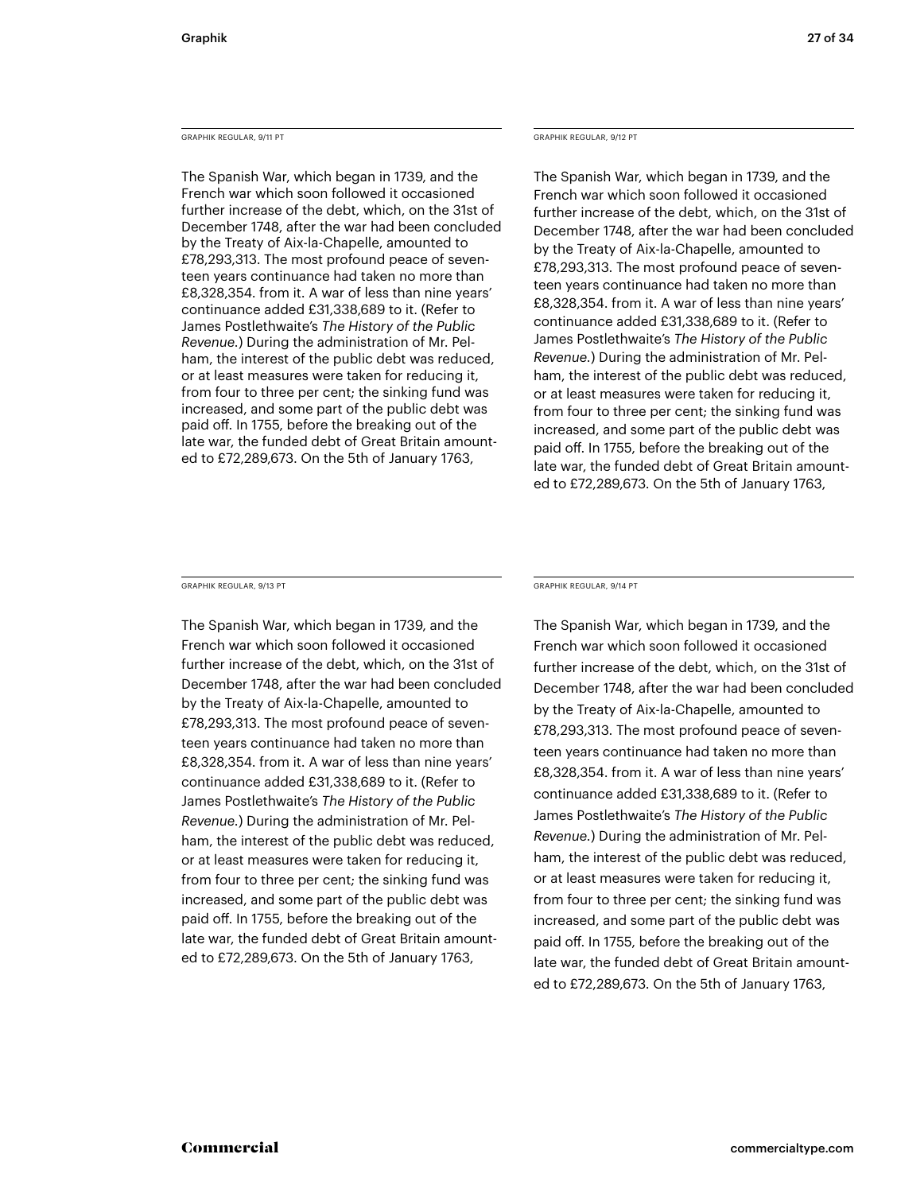GRAPHIK REGULAR, 9/11 PT

The Spanish War, which began in 1739, and the French war which soon followed it occasioned further increase of the debt, which, on the 31st of December 1748, after the war had been concluded by the Treaty of Aix-la-Chapelle, amounted to £78,293,313. The most profound peace of seventeen years continuance had taken no more than £8,328,354. from it. A war of less than nine years' continuance added £31,338,689 to it. (Refer to James Postlethwaite's *The History of the Public Revenue.*) During the administration of Mr. Pelham, the interest of the public debt was reduced, or at least measures were taken for reducing it, from four to three per cent; the sinking fund was increased, and some part of the public debt was paid off. In 1755, before the breaking out of the late war, the funded debt of Great Britain amounted to £72,289,673. On the 5th of January 1763,

GRAPHIK REGULAR, 9/12 PT

The Spanish War, which began in 1739, and the French war which soon followed it occasioned further increase of the debt, which, on the 31st of December 1748, after the war had been concluded by the Treaty of Aix-la-Chapelle, amounted to £78,293,313. The most profound peace of seventeen years continuance had taken no more than £8,328,354. from it. A war of less than nine years' continuance added £31,338,689 to it. (Refer to James Postlethwaite's *The History of the Public Revenue.*) During the administration of Mr. Pelham, the interest of the public debt was reduced, or at least measures were taken for reducing it, from four to three per cent; the sinking fund was increased, and some part of the public debt was paid off. In 1755, before the breaking out of the late war, the funded debt of Great Britain amounted to £72,289,673. On the 5th of January 1763,

GRAPHIK REGULAR, 9/13 PT

The Spanish War, which began in 1739, and the French war which soon followed it occasioned further increase of the debt, which, on the 31st of December 1748, after the war had been concluded by the Treaty of Aix-la-Chapelle, amounted to £78,293,313. The most profound peace of seventeen years continuance had taken no more than £8,328,354. from it. A war of less than nine years' continuance added £31,338,689 to it. (Refer to James Postlethwaite's *The History of the Public Revenue.*) During the administration of Mr. Pelham, the interest of the public debt was reduced, or at least measures were taken for reducing it, from four to three per cent; the sinking fund was increased, and some part of the public debt was paid off. In 1755, before the breaking out of the late war, the funded debt of Great Britain amounted to £72,289,673. On the 5th of January 1763,

GRAPHIK REGULAR, 9/14 PT

The Spanish War, which began in 1739, and the French war which soon followed it occasioned further increase of the debt, which, on the 31st of December 1748, after the war had been concluded by the Treaty of Aix-la-Chapelle, amounted to £78,293,313. The most profound peace of seventeen years continuance had taken no more than £8,328,354. from it. A war of less than nine years' continuance added £31,338,689 to it. (Refer to James Postlethwaite's *The History of the Public Revenue.*) During the administration of Mr. Pelham, the interest of the public debt was reduced, or at least measures were taken for reducing it, from four to three per cent; the sinking fund was increased, and some part of the public debt was paid off. In 1755, before the breaking out of the late war, the funded debt of Great Britain amounted to £72,289,673. On the 5th of January 1763,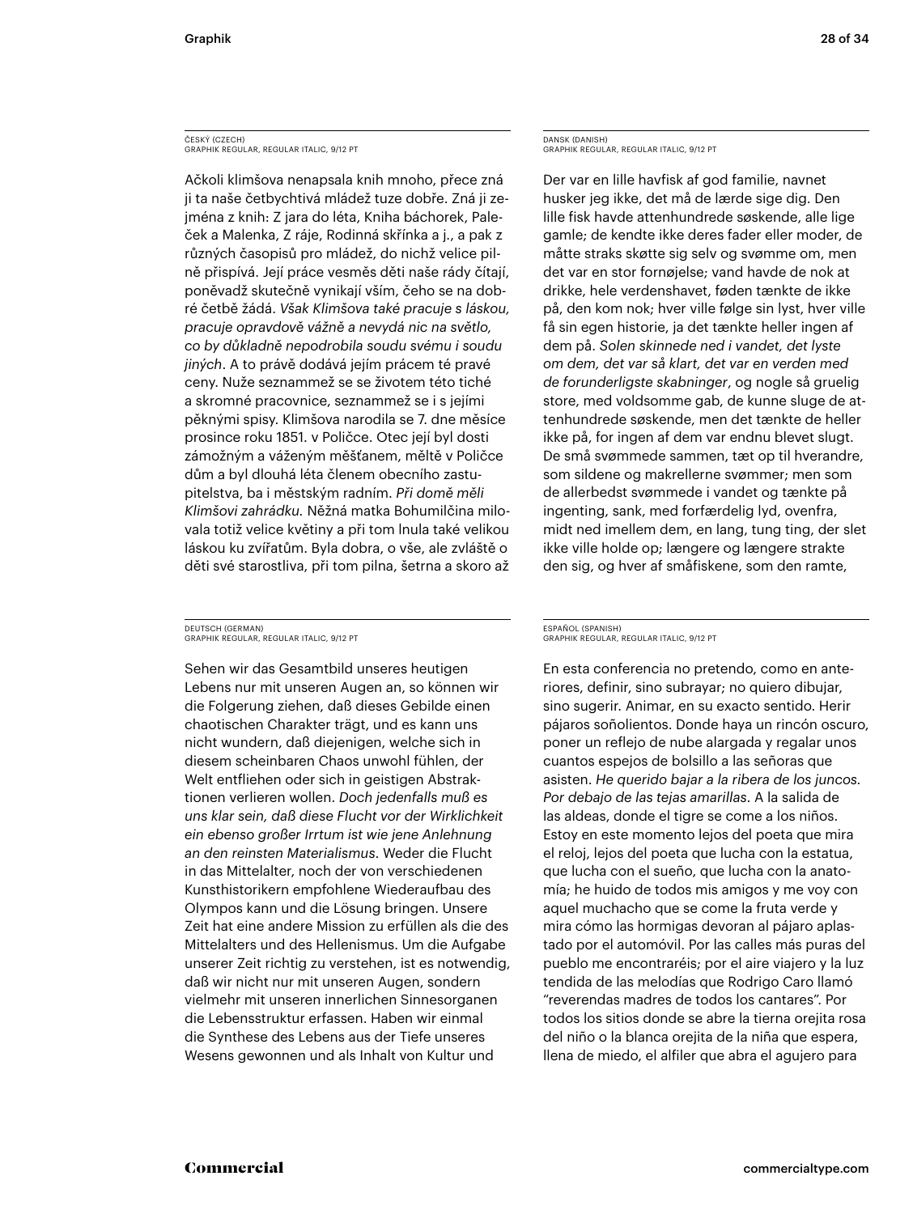ČESKÝ (CZECH)
GRAPHIK REGULAR, REGULAR ITALIC, 9/12 PT

Ačkoli klimšova nenapsala knih mnoho, přece zná ji ta naše četbychtivá mládež tuze dobře. Zná ji zejména z knih: Z jara do léta, Kniha báchorek, Paleček a Malenka, Z ráje, Rodinná skřínka a j., a pak z různých časopisů pro mládež, do nichž velice pilně přispívá. Její práce vesměs děti naše rády čítají, poněvadž skutečně vynikají vším, čeho se na dobré četbě žádá. *Však Klimšova také pracuje s láskou, pracuje opravdově vážně a nevydá nic na světlo, co by důkladně nepodrobila soudu svému i soudu jiných*. A to právě dodává jejím prácem té pravé ceny. Nuže seznammež se se životem této tiché a skromné pracovnice, seznammež se i s jejími pěknými spisy. Klimšova narodila se 7. dne měsíce prosince roku 1851. v Poličce. Otec její byl dosti zámožným a váženým měšťanem, měltě v Poličce dům a byl dlouhá léta členem obecního zastupitelstva, ba i městským radním. *Při domě měli Klimšovi zahrádku*. Něžná matka Bohumilčina milovala totiž velice květiny a při tom lnula také velikou láskou ku zvířatům. Byla dobra, o vše, ale zvláště o děti své starostliva, při tom pilna, šetrna a skoro až

DANSK (DANISH)
GRAPHIK REGULAR, REGULAR ITALIC, 9/12 PT

Der var en lille havfisk af god familie, navnet husker jeg ikke, det må de lærde sige dig. Den lille fisk havde attenhundrede søskende, alle lige gamle; de kendte ikke deres fader eller moder, de måtte straks skøtte sig selv og svømme om, men det var en stor fornøjelse; vand havde de nok at drikke, hele verdenshavet, føden tænkte de ikke på, den kom nok; hver ville følge sin lyst, hver ville få sin egen historie, ja det tænkte heller ingen af dem på. *Solen skinnede ned i vandet, det lyste om dem, det var så klart, det var en verden med de forunderligste skabninger*, og nogle så gruelig store, med voldsomme gab, de kunne sluge de attenhundrede søskende, men det tænkte de heller ikke på, for ingen af dem var endnu blevet slugt. De små svømmede sammen, tæt op til hverandre, som sildene og makrellerne svømmer; men som de allerbedst svømmede i vandet og tænkte på ingenting, sank, med forfærdelig lyd, ovenfra, midt ned imellem dem, en lang, tung ting, der slet ikke ville holde op; længere og længere strakte den sig, og hver af småfiskene, som den ramte,

DEUTSCH (GERMAN)
GRAPHIK REGULAR, REGULAR ITALIC, 9/12 PT

Sehen wir das Gesamtbild unseres heutigen Lebens nur mit unseren Augen an, so können wir die Folgerung ziehen, daß dieses Gebilde einen chaotischen Charakter trägt, und es kann uns nicht wundern, daß diejenigen, welche sich in diesem scheinbaren Chaos unwohl fühlen, der Welt entfliehen oder sich in geistigen Abstraktionen verlieren wollen. *Doch jedenfalls muß es uns klar sein, daß diese Flucht vor der Wirklichkeit ein ebenso großer Irrtum ist wie jene Anlehnung an den reinsten Materialismus*. Weder die Flucht in das Mittelalter, noch der von verschiedenen Kunsthistorikern empfohlene Wiederaufbau des Olympos kann und die Lösung bringen. Unsere Zeit hat eine andere Mission zu erfüllen als die des Mittelalters und des Hellenismus. Um die Aufgabe unserer Zeit richtig zu verstehen, ist es notwendig, daß wir nicht nur mit unseren Augen, sondern vielmehr mit unseren innerlichen Sinnesorganen die Lebensstruktur erfassen. Haben wir einmal die Synthese des Lebens aus der Tiefe unseres Wesens gewonnen und als Inhalt von Kultur und

ESPAÑOL (SPANISH)
GRAPHIK REGULAR, REGULAR ITALIC, 9/12 PT

En esta conferencia no pretendo, como en anteriores, definir, sino subrayar; no quiero dibujar, sino sugerir. Animar, en su exacto sentido. Herir pájaros soñolientos. Donde haya un rincón oscuro, poner un reflejo de nube alargada y regalar unos cuantos espejos de bolsillo a las señoras que asisten. *He querido bajar a la ribera de los juncos. Por debajo de las tejas amarillas*. A la salida de las aldeas, donde el tigre se come a los niños. Estoy en este momento lejos del poeta que mira el reloj, lejos del poeta que lucha con la estatua, que lucha con el sueño, que lucha con la anatomía; he huido de todos mis amigos y me voy con aquel muchacho que se come la fruta verde y mira cómo las hormigas devoran al pájaro aplastado por el automóvil. Por las calles más puras del pueblo me encontraréis; por el aire viajero y la luz tendida de las melodías que Rodrigo Caro llamó "reverendas madres de todos los cantares". Por todos los sitios donde se abre la tierna orejita rosa del niño o la blanca orejita de la niña que espera, llena de miedo, el alfiler que abra el agujero para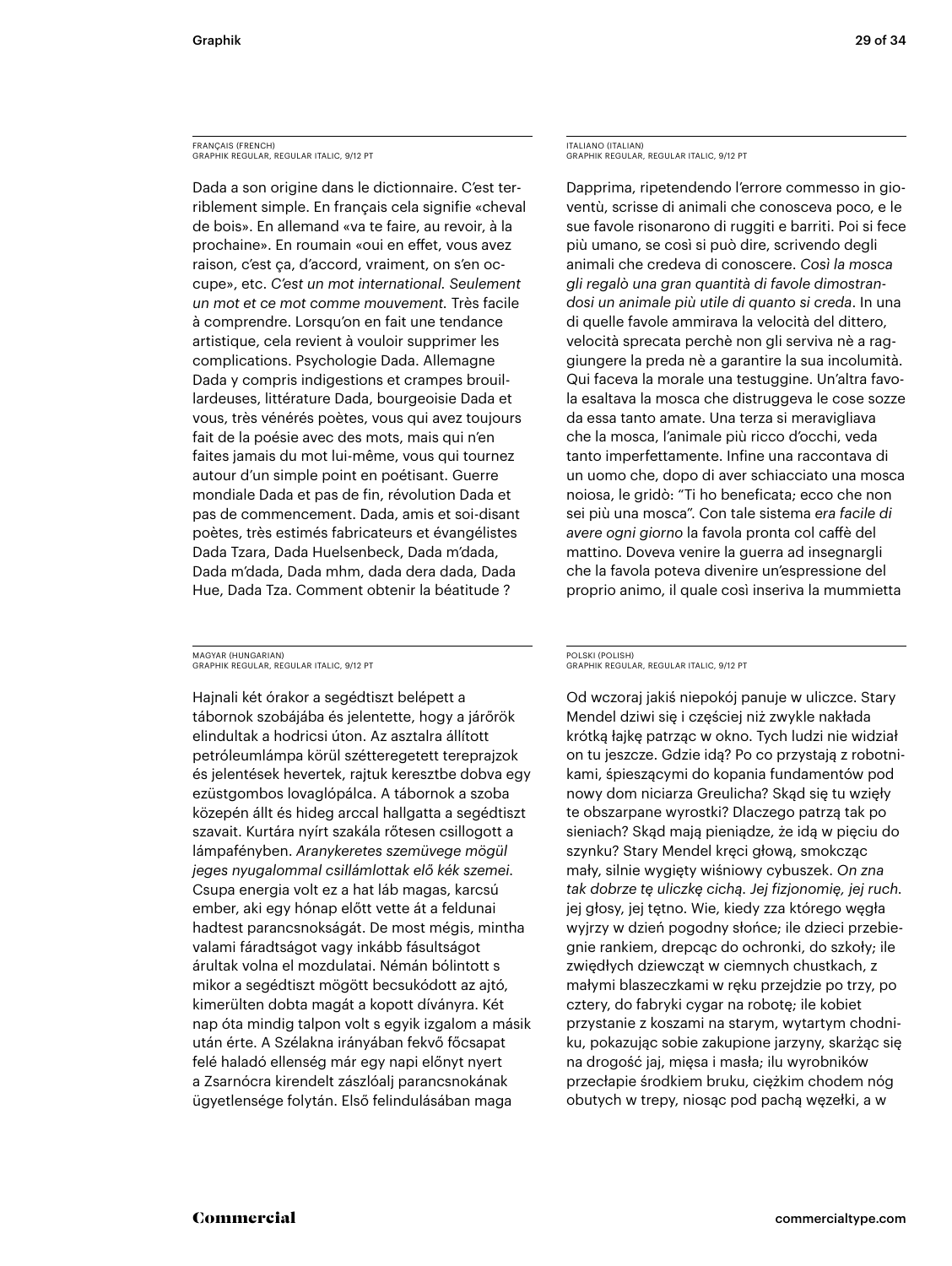FRANÇAIS (FRENCH)
GRAPHIK REGULAR, REGULAR ITALIC, 9/12 PT

Dada a son origine dans le dictionnaire. C'est terriblement simple. En français cela signifie «cheval de bois». En allemand «va te faire, au revoir, à la prochaine». En roumain «oui en effet, vous avez raison, c'est ça, d'accord, vraiment, on s'en occupe», etc. *C'est un mot international. Seulement un mot et ce mot comme mouvement.* Très facile à comprendre. Lorsqu'on en fait une tendance artistique, cela revient à vouloir supprimer les complications. Psychologie Dada. Allemagne Dada y compris indigestions et crampes brouillardeuses, littérature Dada, bourgeoisie Dada et vous, très vénérés poètes, vous qui avez toujours fait de la poésie avec des mots, mais qui n'en faites jamais du mot lui-même, vous qui tournez autour d'un simple point en poétisant. Guerre mondiale Dada et pas de fin, révolution Dada et pas de commencement. Dada, amis et soi-disant poètes, très estimés fabricateurs et évangélistes Dada Tzara, Dada Huelsenbeck, Dada m'dada, Dada m'dada, Dada mhm, dada dera dada, Dada Hue, Dada Tza. Comment obtenir la béatitude ?

ITALIANO (ITALIAN)
GRAPHIK REGULAR, REGULAR ITALIC, 9/12 PT

Dapprima, ripetendendo l'errore commesso in gioventù, scrisse di animali che conosceva poco, e le sue favole risonarono di ruggiti e barriti. Poi si fece più umano, se così si può dire, scrivendo degli animali che credeva di conoscere. *Così la mosca gli regalò una gran quantità di favole dimostrandosi un animale più utile di quanto si creda*. In una di quelle favole ammirava la velocità del dittero, velocità sprecata perchè non gli serviva nè a raggiungere la preda nè a garantire la sua incolumità. Qui faceva la morale una testuggine. Un'altra favola esaltava la mosca che distruggeva le cose sozze da essa tanto amate. Una terza si meravigliava che la mosca, l'animale più ricco d'occhi, veda tanto imperfettamente. Infine una raccontava di un uomo che, dopo di aver schiacciato una mosca noiosa, le gridò: "Ti ho beneficata; ecco che non sei più una mosca". Con tale sistema *era facile di avere ogni giorno* la favola pronta col caffè del mattino. Doveva venire la guerra ad insegnargli che la favola poteva divenire un'espressione del proprio animo, il quale così inseriva la mummietta

MAGYAR (HUNGARIAN)
GRAPHIK REGULAR, REGULAR ITALIC, 9/12 PT

Hajnali két órakor a segédtiszt belépett a tábornok szobájába és jelentette, hogy a járőrök elindultak a hodricsi úton. Az asztalra állított petróleumlámpa körül szétteregetett tereprajzok és jelentések hevertek, rajtuk keresztbe dobva egy ezüstgombos lovaglópálca. A tábornok a szoba közepén állt és hideg arccal hallgatta a segédtiszt szavait. Kurtára nyírt szakála rőtesen csillogott a lámpafényben. *Aranykeretes szemüvege mögül jeges nyugalommal csillámlottak elő kék szemei.* Csupa energia volt ez a hat láb magas, karcsú ember, aki egy hónap előtt vette át a feldunai hadtest parancsnokságát. De most mégis, mintha valami fáradtságot vagy inkább fásultságot árultak volna el mozdulatai. Némán bólintott s mikor a segédtiszt mögött becsukódott az ajtó, kimerülten dobta magát a kopott díványra. Két nap óta mindig talpon volt s egyik izgalom a másik után érte. A Szélakna irányában fekvő főcsapat felé haladó ellenség már egy napi előnyt nyert a Zsarnócra kirendelt zászlóalj parancsnokának ügyetlensége folytán. Első felindulásában maga

POLSKI (POLISH)
GRAPHIK REGULAR, REGULAR ITALIC, 9/12 PT

Od wczoraj jakiś niepokój panuje w uliczce. Stary Mendel dziwi się i częściej niż zwykle nakłada krótką łajkę patrząc w okno. Tych ludzi nie widział on tu jeszcze. Gdzie idą? Po co przystają z robotnikami, śpieszącymi do kopania fundamentów pod nowy dom niciarza Greulicha? Skąd się tu wzięły te obszarpane wyrostki? Dlaczego patrzą tak po sieniach? Skąd mają pieniądze, że idą w pięciu do szynku? Stary Mendel kręci głową, smokcząc mały, silnie wygięty wiśniowy cybuszek. *On zna tak dobrze tę uliczkę cichą. Jej fizjonomię, jej ruch*. jej głosy, jej tętno. Wie, kiedy zza którego węgła wyjrzy w dzień pogodny słońce; ile dzieci przebiegnie rankiem, drepcąc do ochronki, do szkoły; ile zwiędłych dziewcząt w ciemnych chustkach, z małymi blaszeczkami w ręku przejdzie po trzy, po cztery, do fabryki cygar na robotę; ile kobiet przystanie z koszami na starym, wytartym chodniku, pokazując sobie zakupione jarzyny, skarżąc się na drogość jaj, mięsa i masła; ilu wyrobników przecłapie środkiem bruku, ciężkim chodem nóg obutych w trepy, niosąc pod pachą węzełki, a w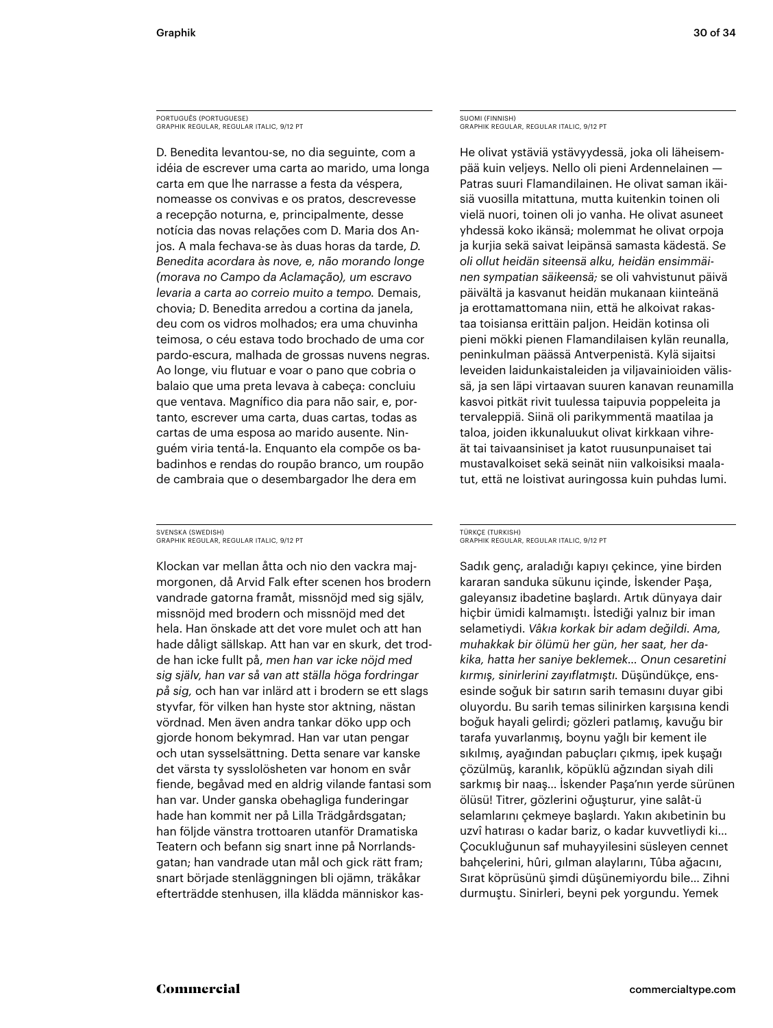PORTUGUÊS (PORTUGUESE)
GRAPHIK REGULAR, REGULAR ITALIC, 9/12 PT

D. Benedita levantou-se, no dia seguinte, com a idéia de escrever uma carta ao marido, uma longa carta em que lhe narrasse a festa da véspera, nomeasse os convivas e os pratos, descrevesse a recepção noturna, e, principalmente, desse notícia das novas relações com D. Maria dos Anjos. A mala fechava-se às duas horas da tarde, *D. Benedita acordara às nove, e, não morando longe (morava no Campo da Aclamação), um escravo levaria a carta ao correio muito a tempo.* Demais, chovia; D. Benedita arredou a cortina da janela, deu com os vidros molhados; era uma chuvinha teimosa, o céu estava todo brochado de uma cor pardo-escura, malhada de grossas nuvens negras. Ao longe, viu flutuar e voar o pano que cobria o balaio que uma preta levava à cabeça: concluiu que ventava. Magnífico dia para não sair, e, portanto, escrever uma carta, duas cartas, todas as cartas de uma esposa ao marido ausente. Ninguém viria tentá-la. Enquanto ela compõe os babadinhos e rendas do roupão branco, um roupão de cambraia que o desembargador lhe dera em

SUOMI (FINNISH)
GRAPHIK REGULAR, REGULAR ITALIC, 9/12 PT

He olivat ystäviä ystävyydessä, joka oli läheisempää kuin veljeys. Nello oli pieni Ardennelainen — Patras suuri Flamandilainen. He olivat saman ikäisiä vuosilla mitattuna, mutta kuitenkin toinen oli vielä nuori, toinen oli jo vanha. He olivat asuneet yhdessä koko ikänsä; molemmat he olivat orpoja ja kurjia sekä saivat leipänsä samasta kädestä. *Se oli ollut heidän siteensä alku, heidän ensimmäinen sympatian säikeensä;* se oli vahvistunut päivä päivältä ja kasvanut heidän mukanaan kiinteänä ja erottamattomana niin, että he alkoivat rakastaa toisiansa erittäin paljon. Heidän kotinsa oli pieni mökki pienen Flamandilaisen kylän reunalla, peninkulman päässä Antverpenistä. Kylä sijaitsi leveiden laidunkaistaleiden ja viljavainioiden välissä, ja sen läpi virtaavan suuren kanavan reunamilla kasvoi pitkät rivit tuulessa taipuvia poppeleita ja tervaleppiä. Siinä oli parikymmentä maatilaa ja taloa, joiden ikkunaluukut olivat kirkkaan vihreät tai taivaansiniset ja katot ruusunpunaiset tai mustavalkoiset sekä seinät niin valkoisiksi maalatut, että ne loistivat auringossa kuin puhdas lumi.

SVENSKA (SWEDISH)
GRAPHIK REGULAR, REGULAR ITALIC, 9/12 PT

Klockan var mellan åtta och nio den vackra majmorgonen, då Arvid Falk efter scenen hos brodern vandrade gatorna framåt, missnöjd med sig själv, missnöjd med brodern och missnöjd med det hela. Han önskade att det vore mulet och att han hade dåligt sällskap. Att han var en skurk, det trodde han icke fullt på, *men han var icke nöjd med sig själv, han var så van att ställa höga fordringar på sig,* och han var inlärd att i brodern se ett slags styvfar, för vilken han hyste stor aktning, nästan vördnad. Men även andra tankar döko upp och gjorde honom bekymrad. Han var utan pengar och utan sysselsättning. Detta senare var kanske det värsta ty sysslolösheten var honom en svår fiende, begåvad med en aldrig vilande fantasi som han var. Under ganska obehagliga funderingar hade han kommit ner på Lilla Trädgårdsgatan; han följde vänstra trottoaren utanför Dramatiska Teatern och befann sig snart inne på Norrlandsgatan; han vandrade utan mål och gick rätt fram; snart började stenläggningen bli ojämn, träkåkar efterträdde stenhusen, illa klädda människor kas-

TÜRKÇE (TURKISH)
GRAPHIK REGULAR, REGULAR ITALIC, 9/12 PT

Sadık genç, araladığı kapıyı çekince, yine birden kararan sanduka sükunu içinde, İskender Paşa, galeyansız ibadetine başlardı. Artık dünyaya dair hiçbir ümidi kalmamıştı. İstediği yalnız bir iman selametiydi. *Vâkıa korkak bir adam değildi. Ama, muhakkak bir ölümü her gün, her saat, her dakika, hatta her saniye beklemek… Onun cesaretini kırmış, sinirlerini zayıflatmıştı.* Düşündükçe, ensesinde soğuk bir satırın sarih temasını duyar gibi oluyordu. Bu sarih temas silinirken karşısına kendi boğuk hayali gelirdi; gözleri patlamış, kavuğu bir tarafa yuvarlanmış, boynu yağlı bir kement ile sıkılmış, ayağından pabuçları çıkmış, ipek kuşağı çözülmüş, karanlık, köpüklü ağzından siyah dili sarkmış bir naaş… İskender Paşa'nın yerde sürünen ölüsü! Titrer, gözlerini oğuşturur, yine salât-ü selamlarını çekmeye başlardı. Yakın akıbetinin bu uzvî hatırası o kadar bariz, o kadar kuvvetliydi ki… Çocukluğunun saf muhayyilesini süsleyen cennet bahçelerini, hûri, gılman alaylarını, Tûba ağacını, Sırat köprüsünü şimdi düşünemiyordu bile… Zihni durmuştu. Sinirleri, beyni pek yorgundu. Yemek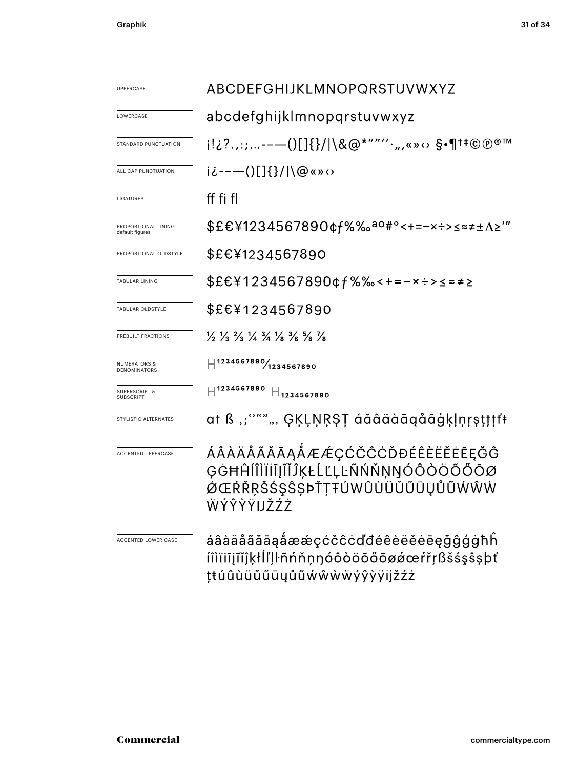| | |
|---|---|
| UPPERCASE | ABCDEFGHIJKLMNOPQRSTUVWXYZ |
| LOWERCASE | abcdefghijklmnopqrstuvwxyz |
| STANDARD PUNCTUATION | ¡!¿?.,:;...-–—()[]{}/\|\&@*""''·„‚«»‹› §•¶†‡©℗®™ |
| ALL CAP PUNCTUATION | ¡¿-–—()[]{}/\|\@«»‹› |
| LIGATURES | ff fi fl |
| PROPORTIONAL LINING default figures | $£€¥1234567890¢ƒ%‰ªº#°<+=−×÷>≤≈≠±∆≥′″ |
| PROPORTIONAL OLDSTYLE | $£€¥1234567890 |
| TABULAR LINING | $£€¥1234567890¢ƒ%‰<+=−×÷>≤≈≠≥ |
| TABULAR OLDSTYLE | $£€¥1234567890 |
| PREBUILT FRACTIONS | ½ ⅓ ⅔ ¼ ¾ ⅛ ⅜ ⅝ ⅞ |
| NUMERATORS & DENOMINATORS | H¹²³⁴⁵⁶⁷⁸⁹⁰⁄₁₂₃₄₅₆₇₈₉₀ |
| SUPERSCRIPT & SUBSCRIPT | H¹²³⁴⁵⁶⁷⁸⁹⁰ H₁₂₃₄₅₆₇₈₉₀ |
| STYLISTIC ALTERNATES | at ß ,;''""„‚ ĢĶĻŅŖȘȚ áăâäàāąåãġķļņŗșţţţťŧ |
| ACCENTED UPPERCASE | ÁÂÀÄÅÃĂĀĄǺÆǼÇĆČĈĊĎĐÉÊÈËĚĖĒĘĞĜĢĠĦĤÍÎÌÏİĪĮĨĴĶŁĹĽĻĿÑŃŇŅŊÓÔÒÖÕŐŌØǾŒŔŘŖŠŚŞŜȘÞŤŢŦÚŴÛÙÜŬŰŪŲŮŨẂŴẀẄÝŶỲŸĲŽŹŻ |
| ACCENTED LOWER CASE | áâàäåãăāąǻæǽçćčĉċďđéêèëěėēęğĝģġħĥíîìïiīįĩĵķłĺľļŀñńňņŋóôòöõőōøǿœŕřŗßšśşŝșþťţŧúûùüŭűūųůũẃŵẁẅýŷỳÿĳžźż |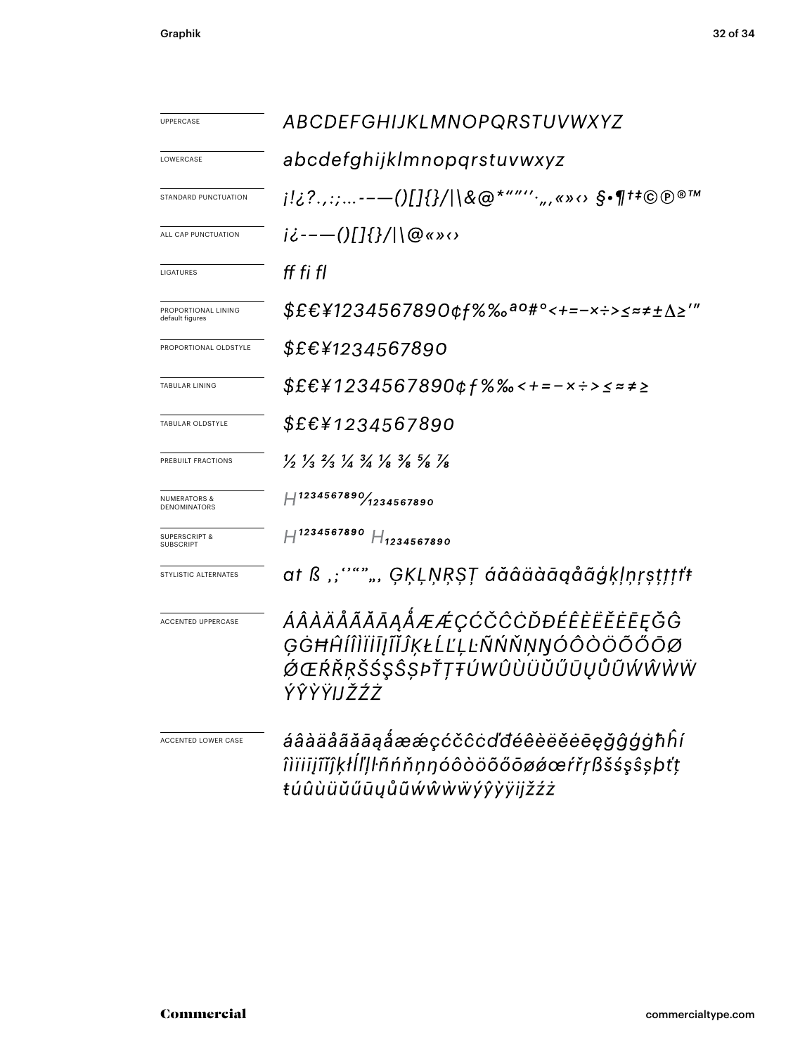| | |
|---|---|
| UPPERCASE | ABCDEFGHIJKLMNOPQRSTUVWXYZ |
| LOWERCASE | abcdefghijklmnopqrstuvwxyz |
| STANDARD PUNCTUATION | ¡!¿?.,:;…-–—()[]{}/\|\&@*"'"'·„‚«»‹› §•¶†‡©℗®™ |
| ALL CAP PUNCTUATION | ¡¿-–—()[]{}/\|\@«»‹› |
| LIGATURES | ff fi fl |
| PROPORTIONAL LINING default figures | $£€¥1234567890¢ƒ%‰ªº#°<+=−×÷>≤≈≠±∆≥′″ |
| PROPORTIONAL OLDSTYLE | $£€¥1234567890 |
| TABULAR LINING | $£€¥1234567890¢ƒ%‰<+=−×÷>≤≈≠≥ |
| TABULAR OLDSTYLE | $£€¥1234567890 |
| PREBUILT FRACTIONS | ½ ⅓ ⅔ ¼ ¾ ⅛ ⅜ ⅝ ⅞ |
| NUMERATORS & DENOMINATORS | $H^{1234567890}/_{1234567890}$ |
| SUPERSCRIPT & SUBSCRIPT | $H^{1234567890}$ $H_{1234567890}$ |
| STYLISTIC ALTERNATES | at ß ,;''"„‚ ĢĶĻŅŖȘȚ áăâäàāąåãģķļņŗșţțťŧ |
| ACCENTED UPPERCASE | ÁÂÀÄÅÃĂĀĄǺÆǼÇĆČĈĊĎĐÉÊÈËĚĖĒĘĞĜĢĠĦĤÍÎÌÏİĪĮĨĬĴĶŁĹĽĻĿÑŃŇŅŊÓÔÒÖÕŐŌØǾŒŔŘŖŠŚŞŜȘÞŤŢŦÚŴÛÙÜŬŰŪŲŮŨẂŴẀẄÝŶỲŸĲŽŹŻ |
| ACCENTED LOWER CASE | áâàäåãăāąǻæǽçćčĉċďđéêèëěėēęğĝģġħĥíîìïiīįĩĭĵķłĺľļŀñńňņŋóôòöõőōøǿœŕřŗßšśşŝșþťţŧúûùüŭűūųůũẃŵẁẅýŷỳÿĳžźż |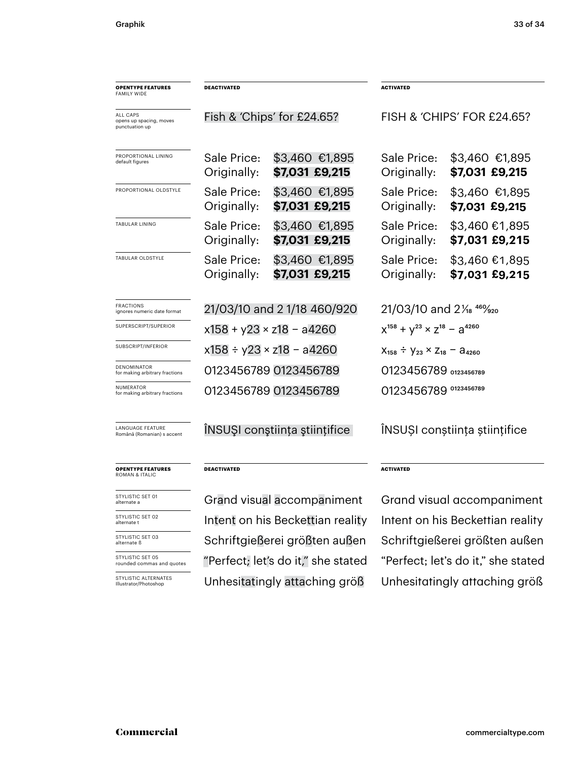| OPENTYPE FEATURES FAMILY WIDE | DEACTIVATED | ACTIVATED |
|---|---|---|
| ALL CAPS opens up spacing, moves punctuation up | Fish & 'Chips' for £24.65? | FISH & 'CHIPS' FOR £24.65? |
| PROPORTIONAL LINING default figures | Sale Price: $3,460 €1,895 Originally: **$7,031 £9,215** | Sale Price: $3,460 €1,895 Originally: **$7,031 £9,215** |
| PROPORTIONAL OLDSTYLE | Sale Price: $3,460 €1,895 Originally: **$7,031 £9,215** | Sale Price: $3,460 €1,895 Originally: **$7,031 £9,215** |
| TABULAR LINING | Sale Price: $3,460 €1,895 Originally: **$7,031 £9,215** | Sale Price: $3,460 €1,895 Originally: **$7,031 £9,215** |
| TABULAR OLDSTYLE | Sale Price: $3,460 €1,895 Originally: **$7,031 £9,215** | Sale Price: $3,460 €1,895 Originally: **$7,031 £9,215** |
| FRACTIONS ignores numeric date format | 21/03/10 and 2 1/18 460/920 | 21/03/10 and 2 1⁄18 460⁄920 |
| SUPERSCRIPT/SUPERIOR | x158 + y23 × z18 − a4260 | $x^{158} + y^{23} \times z^{18} - a^{4260}$ |
| SUBSCRIPT/INFERIOR | x158 ÷ y23 × z18 − a4260 | $x_{158} \div y_{23} \times z_{18} - a_{4260}$ |
| DENOMINATOR for making arbitrary fractions | 0123456789 0123456789 | 0123456789 $_{0123456789}$ |
| NUMERATOR for making arbitrary fractions | 0123456789 0123456789 | 0123456789 $^{0123456789}$ |
| LANGUAGE FEATURE Română (Romanian) s accent | ÎNSUŞI conştiinţa ştiinţifice | ÎNSUȘI conștiința științifice |

| OPENTYPE FEATURES ROMAN & ITALIC | DEACTIVATED | ACTIVATED |
|---|---|---|
| STYLISTIC SET 01 alternate a | Grand visual accompaniment | Grand visual accompaniment |
| STYLISTIC SET 02 alternate t | Intent on his Beckettian reality | Intent on his Beckettian reality |
| STYLISTIC SET 03 alternate ß | Schriftgießerei größten außen | Schriftgießerei größten außen |
| STYLISTIC SET 05 rounded commas and quotes | "Perfect; let's do it," she stated | "Perfect; let's do it," she stated |
| STYLISTIC ALTERNATES Illustrator/Photoshop | Unhesitatingly attaching gröẞ | Unhesitatingly attaching gröẞ |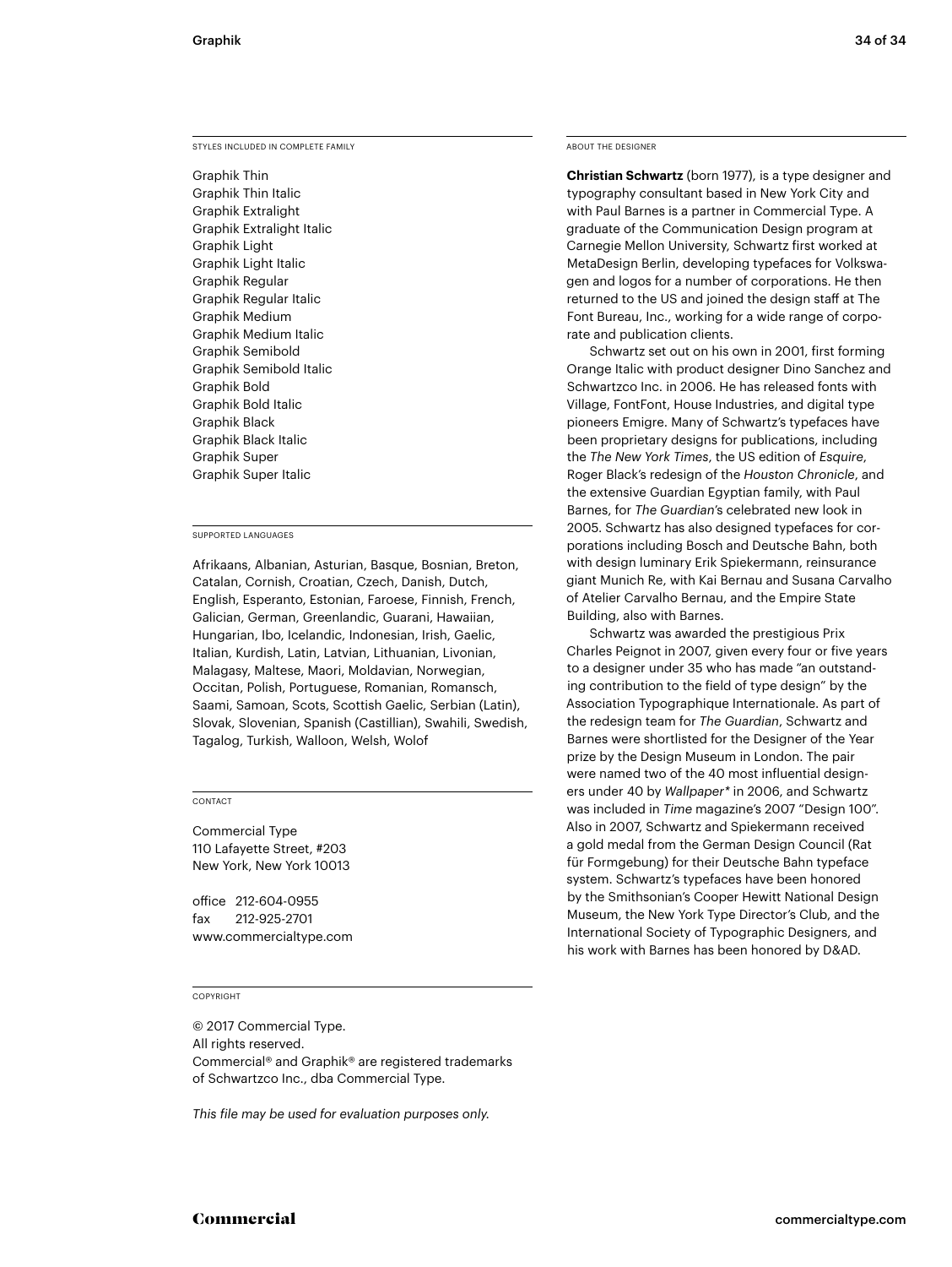## STYLES INCLUDED IN COMPLETE FAMILY

Graphik Thin
Graphik Thin Italic
Graphik Extralight
Graphik Extralight Italic
Graphik Light
Graphik Light Italic
Graphik Regular
Graphik Regular Italic
Graphik Medium
Graphik Medium Italic
Graphik Semibold
Graphik Semibold Italic
Graphik Bold
Graphik Bold Italic
Graphik Black
Graphik Black Italic
Graphik Super
Graphik Super Italic

## SUPPORTED LANGUAGES

Afrikaans, Albanian, Asturian, Basque, Bosnian, Breton, Catalan, Cornish, Croatian, Czech, Danish, Dutch, English, Esperanto, Estonian, Faroese, Finnish, French, Galician, German, Greenlandic, Guarani, Hawaiian, Hungarian, Ibo, Icelandic, Indonesian, Irish, Gaelic, Italian, Kurdish, Latin, Latvian, Lithuanian, Livonian, Malagasy, Maltese, Maori, Moldavian, Norwegian, Occitan, Polish, Portuguese, Romanian, Romansch, Saami, Samoan, Scots, Scottish Gaelic, Serbian (Latin), Slovak, Slovenian, Spanish (Castillian), Swahili, Swedish, Tagalog, Turkish, Walloon, Welsh, Wolof

## CONTACT

Commercial Type
110 Lafayette Street, #203
New York, New York 10013

office 212-604-0955
fax 212-925-2701
www.commercialtype.com

## COPYRIGHT

© 2017 Commercial Type.
All rights reserved.
Commercial® and Graphik® are registered trademarks of Schwartzco Inc., dba Commercial Type.

*This file may be used for evaluation purposes only.*

## ABOUT THE DESIGNER

**Christian Schwartz** (born 1977), is a type designer and typography consultant based in New York City and with Paul Barnes is a partner in Commercial Type. A graduate of the Communication Design program at Carnegie Mellon University, Schwartz first worked at MetaDesign Berlin, developing typefaces for Volkswagen and logos for a number of corporations. He then returned to the US and joined the design staff at The Font Bureau, Inc., working for a wide range of corporate and publication clients.

Schwartz set out on his own in 2001, first forming Orange Italic with product designer Dino Sanchez and Schwartzco Inc. in 2006. He has released fonts with Village, FontFont, House Industries, and digital type pioneers Emigre. Many of Schwartz's typefaces have been proprietary designs for publications, including the *The New York Times*, the US edition of *Esquire*, Roger Black's redesign of the *Houston Chronicle*, and the extensive Guardian Egyptian family, with Paul Barnes, for *The Guardian*'s celebrated new look in 2005. Schwartz has also designed typefaces for corporations including Bosch and Deutsche Bahn, both with design luminary Erik Spiekermann, reinsurance giant Munich Re, with Kai Bernau and Susana Carvalho of Atelier Carvalho Bernau, and the Empire State Building, also with Barnes.

Schwartz was awarded the prestigious Prix Charles Peignot in 2007, given every four or five years to a designer under 35 who has made "an outstanding contribution to the field of type design" by the Association Typographique Internationale. As part of the redesign team for *The Guardian*, Schwartz and Barnes were shortlisted for the Designer of the Year prize by the Design Museum in London. The pair were named two of the 40 most influential designers under 40 by *Wallpaper** in 2006, and Schwartz was included in *Time* magazine's 2007 "Design 100". Also in 2007, Schwartz and Spiekermann received a gold medal from the German Design Council (Rat für Formgebung) for their Deutsche Bahn typeface system. Schwartz's typefaces have been honored by the Smithsonian's Cooper Hewitt National Design Museum, the New York Type Director's Club, and the International Society of Typographic Designers, and his work with Barnes has been honored by D&AD.